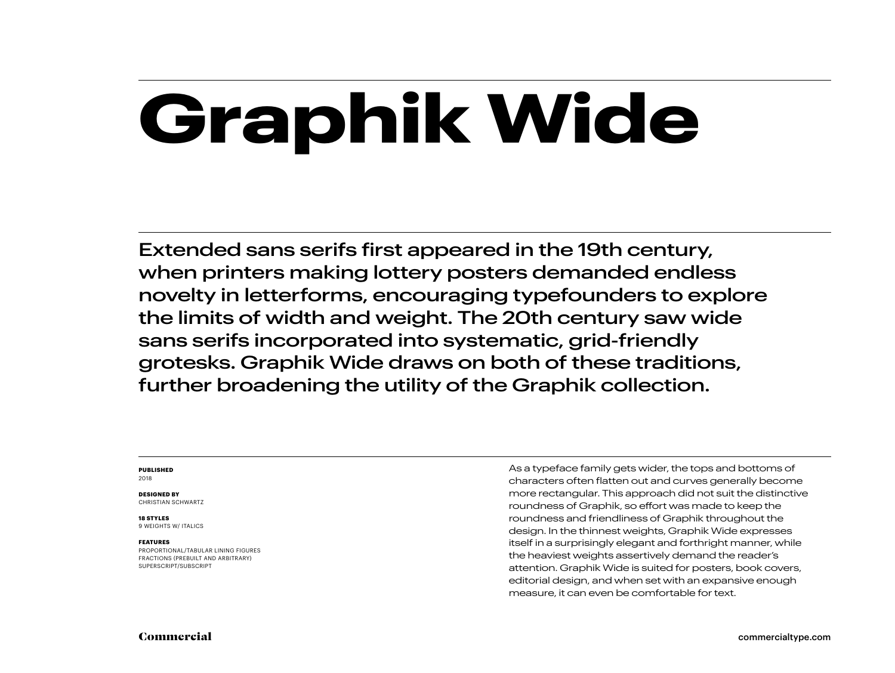# Graphik Wide

Extended sans serifs first appeared in the 19th century, when printers making lottery posters demanded endless novelty in letterforms, encouraging typefounders to explore the limits of width and weight. The 20th century saw wide sans serifs incorporated into systematic, grid-friendly grotesks. Graphik Wide draws on both of these traditions, further broadening the utility of the Graphik collection.

**PUBLISHED**
2018

**DESIGNED BY**
CHRISTIAN SCHWARTZ

**18 STYLES**
9 WEIGHTS W/ ITALICS

**FEATURES**
PROPORTIONAL/TABULAR LINING FIGURES
FRACTIONS (PREBUILT AND ARBITRARY)
SUPERSCRIPT/SUBSCRIPT

As a typeface family gets wider, the tops and bottoms of characters often flatten out and curves generally become more rectangular. This approach did not suit the distinctive roundness of Graphik, so effort was made to keep the roundness and friendliness of Graphik throughout the design. In the thinnest weights, Graphik Wide expresses itself in a surprisingly elegant and forthright manner, while the heaviest weights assertively demand the reader's attention. Graphik Wide is suited for posters, book covers, editorial design, and when set with an expansive enough measure, it can even be comfortable for text.

Commercial

commercialtype.com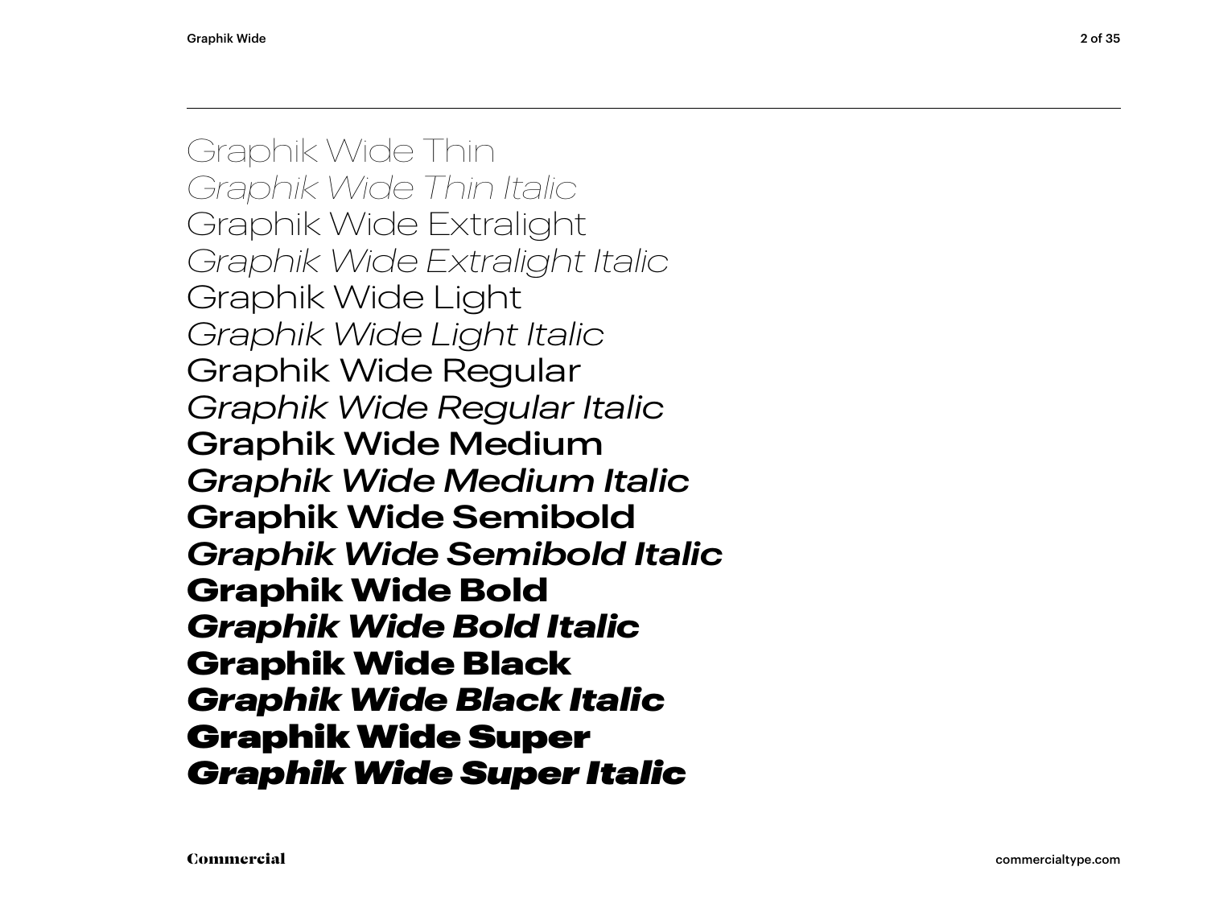Graphik Wide Thin

*Graphik Wide Thin Italic*

Graphik Wide Extralight

*Graphik Wide Extralight Italic*

Graphik Wide Light

*Graphik Wide Light Italic*

Graphik Wide Regular

*Graphik Wide Regular Italic*

**Graphik Wide Medium**

***Graphik Wide Medium Italic***

**Graphik Wide Semibold**

***Graphik Wide Semibold Italic***

**Graphik Wide Bold**

***Graphik Wide Bold Italic***

**Graphik Wide Black**

***Graphik Wide Black Italic***

**Graphik Wide Super**

***Graphik Wide Super Italic***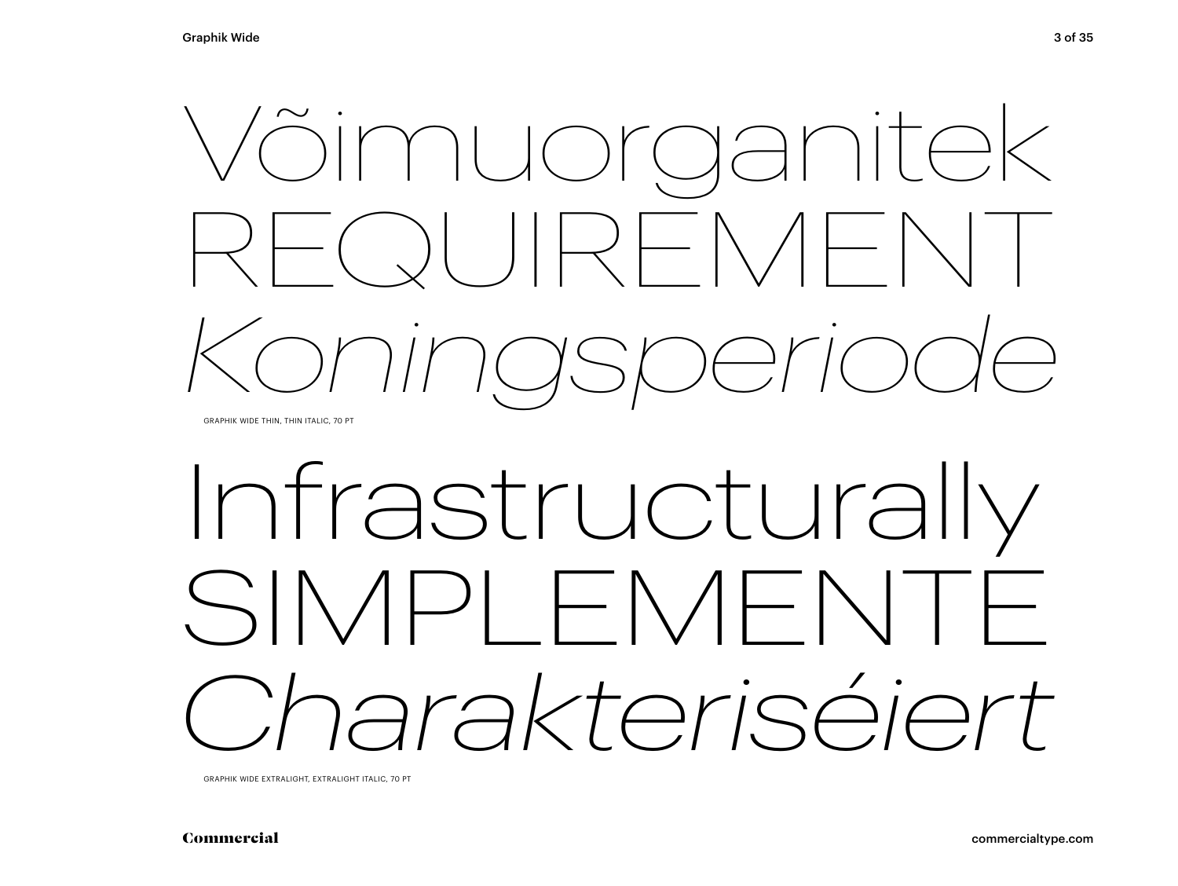Võimuorganitek

REQUIREMENT

*Koningsperiode*

GRAPHIK WIDE THIN, THIN ITALIC, 70 PT

Infrastructurally

SIMPLEMENTE

*Charakteriséiert*

GRAPHIK WIDE EXTRALIGHT, EXTRALIGHT ITALIC, 70 PT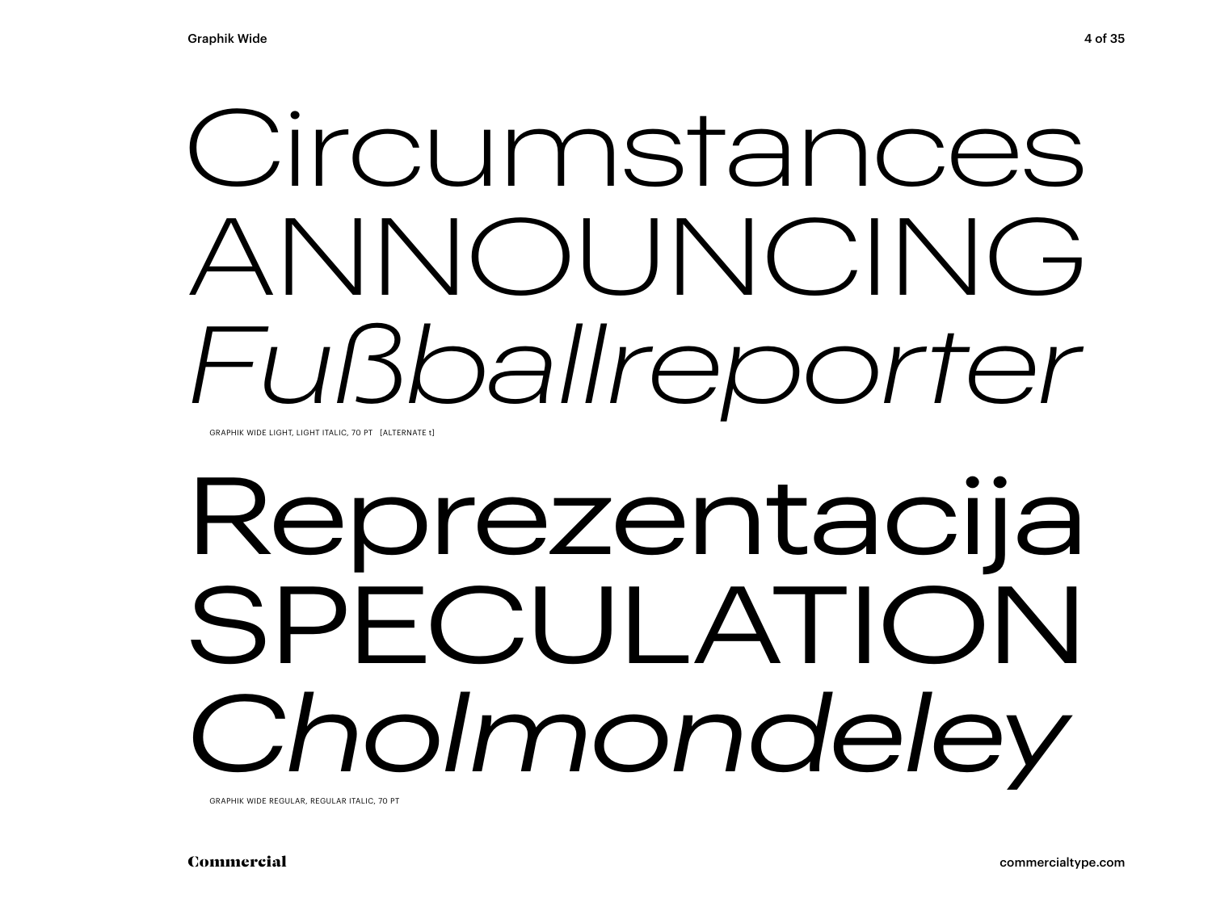Circumstances
ANNOUNCING
*Fußballreporter*

GRAPHIK WIDE LIGHT, LIGHT ITALIC, 70 PT [ALTERNATE t]

Reprezentacija
SPECULATION
*Cholmondeley*

GRAPHIK WIDE REGULAR, REGULAR ITALIC, 70 PT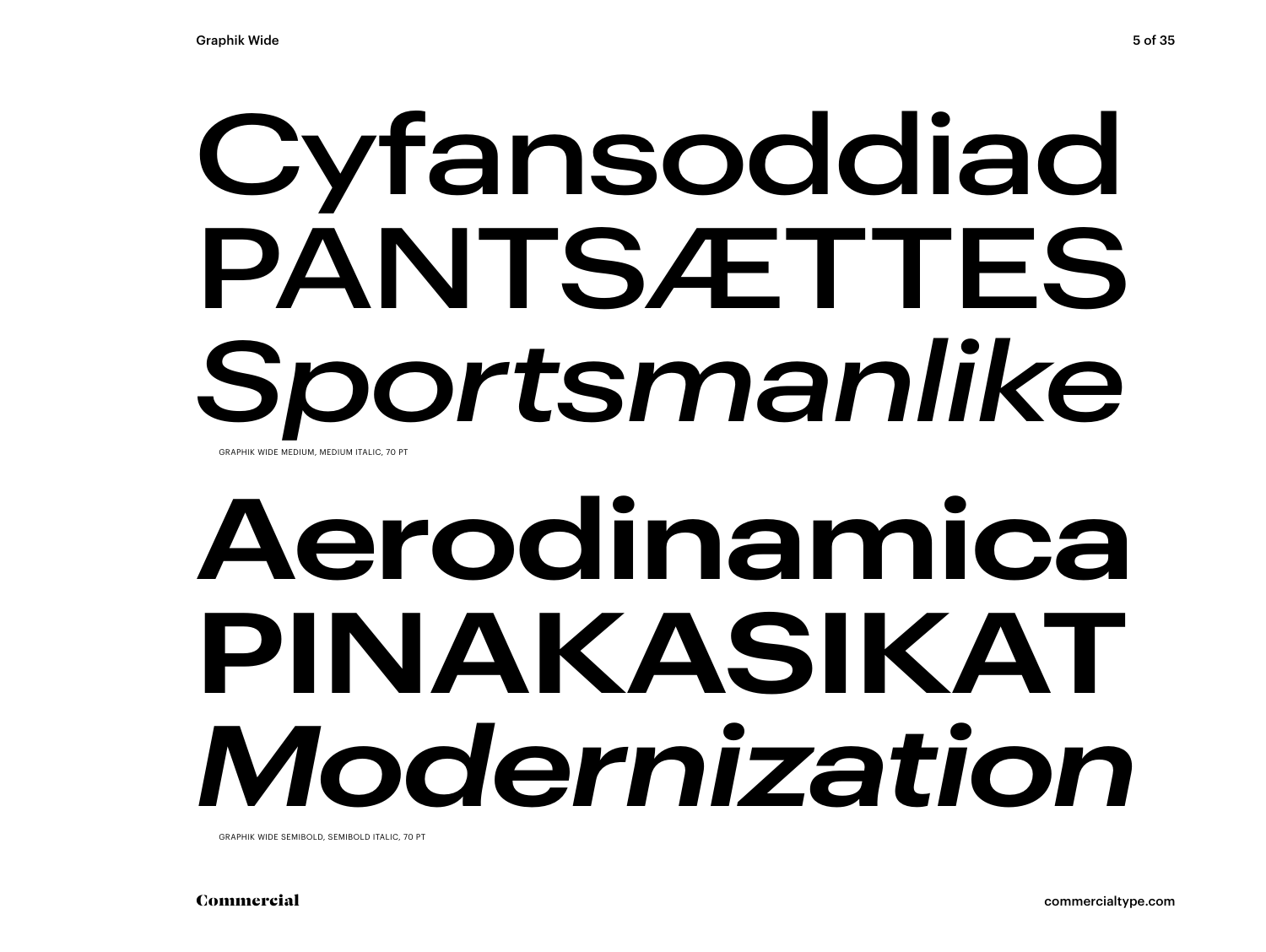Cyfansoddiad

PANTSÆTTES

*Sportsmanlike*

GRAPHIK WIDE MEDIUM, MEDIUM ITALIC, 70 PT

**Aerodinamica**

**PINAKASIKAT**

***Modernization***

GRAPHIK WIDE SEMIBOLD, SEMIBOLD ITALIC, 70 PT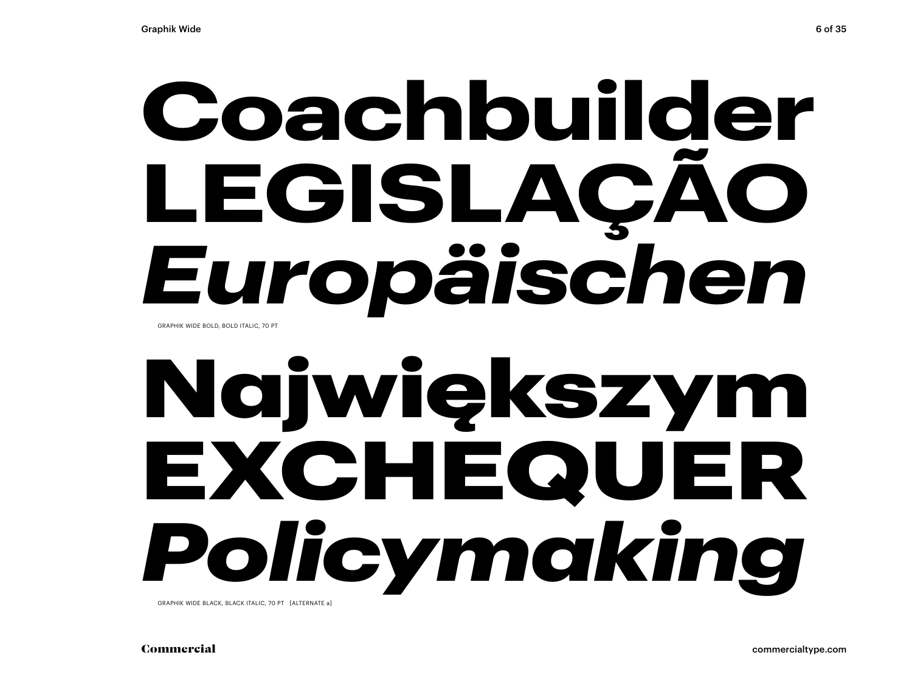**Coachbuilder**

**LEGISLAÇÃO**

***Europäischen***

GRAPHIK WIDE BOLD, BOLD ITALIC, 70 PT

**Największym**

**EXCHEQUER**

***Policymaking***

GRAPHIK WIDE BLACK, BLACK ITALIC, 70 PT [ALTERNATE a]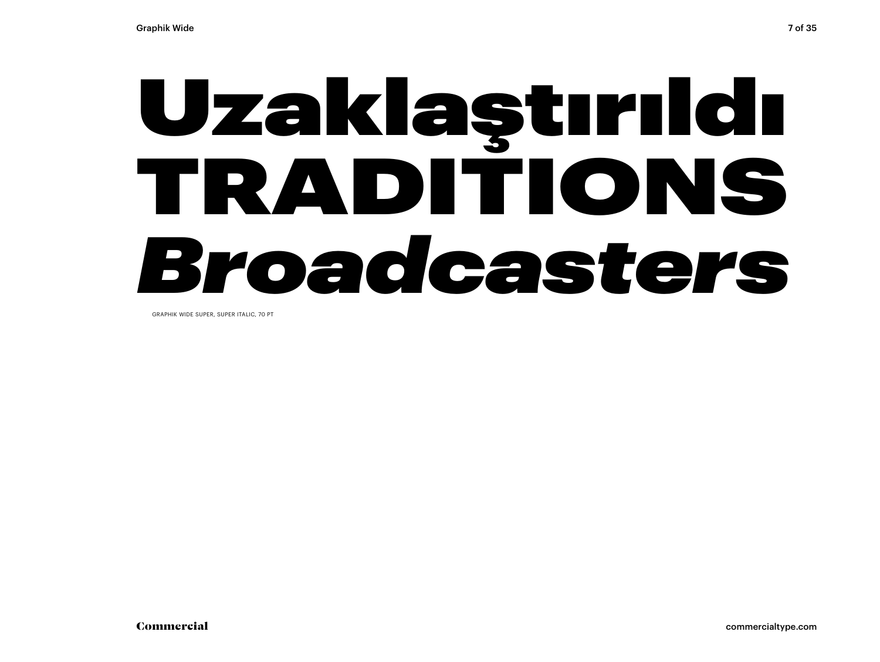# Uzaklaştırıldı
# TRADITIONS
# *Broadcasters*

GRAPHIK WIDE SUPER, SUPER ITALIC, 70 PT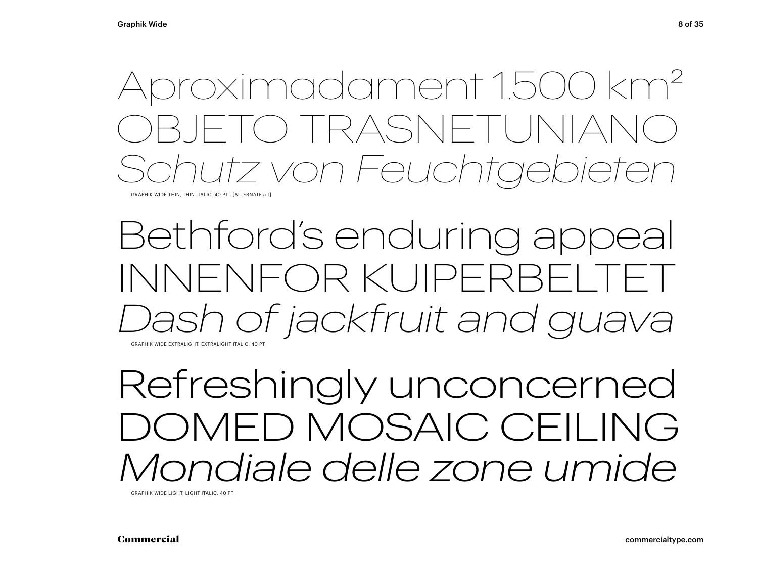Aproximadament 1.500 $km^2$
OBJETO TRASNETUNIANO
*Schutz von Feuchtgebieten*

GRAPHIK WIDE THIN, THIN ITALIC, 40 PT [ALTERNATE a t]

Bethford's enduring appeal
INNENFOR KUIPERBELTET
*Dash of jackfruit and guava*

GRAPHIK WIDE EXTRALIGHT, EXTRALIGHT ITALIC, 40 PT

Refreshingly unconcerned
DOMED MOSAIC CEILING
*Mondiale delle zone umide*

GRAPHIK WIDE LIGHT, LIGHT ITALIC, 40 PT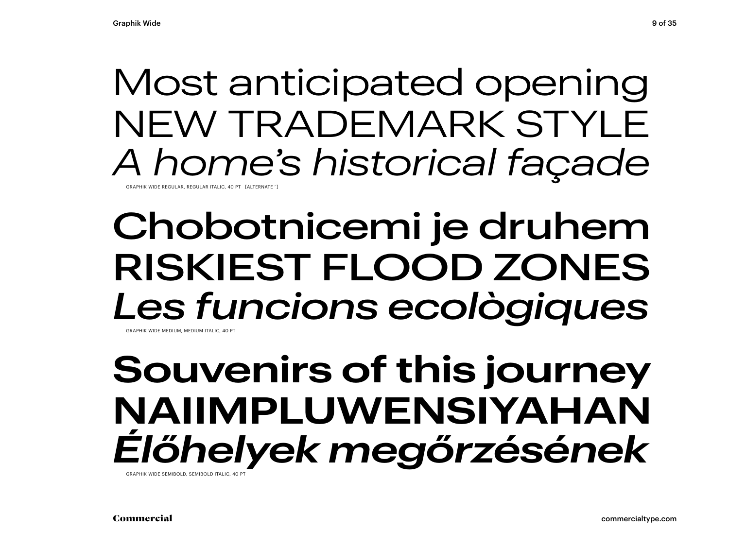Most anticipated opening
NEW TRADEMARK STYLE
*A home’s historical façade*

GRAPHIK WIDE REGULAR, REGULAR ITALIC, 40 PT [ALTERNATE ’]

Chobotnicemi je druhem
RISKIEST FLOOD ZONES
*Les funcions ecològiques*

GRAPHIK WIDE MEDIUM, MEDIUM ITALIC, 40 PT

**Souvenirs of this journey**
**NAIIMPLUWENSIYAHAN**
***Élőhelyek megőrzésének***

GRAPHIK WIDE SEMIBOLD, SEMIBOLD ITALIC, 40 PT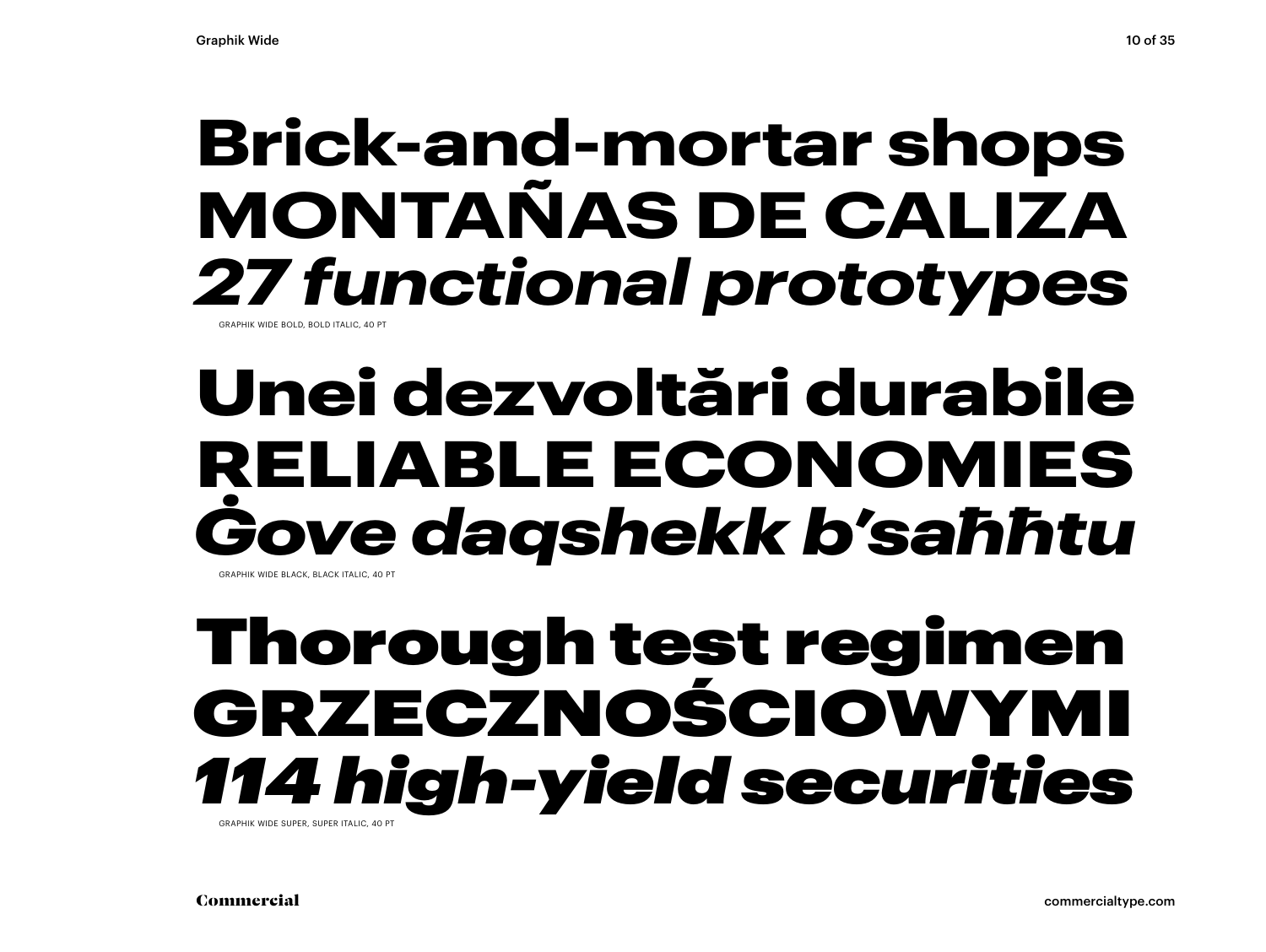**Brick-and-mortar shops**
**MONTAÑAS DE CALIZA**
***27 functional prototypes***

GRAPHIK WIDE BOLD, BOLD ITALIC, 40 PT

**Unei dezvoltări durabile**
**RELIABLE ECONOMIES**
***Ġove daqshekk b'saħħtu***

GRAPHIK WIDE BLACK, BLACK ITALIC, 40 PT

**Thorough test regimen**
**GRZECZNOŚCIOWYMI**
***114 high-yield securities***

GRAPHIK WIDE SUPER, SUPER ITALIC, 40 PT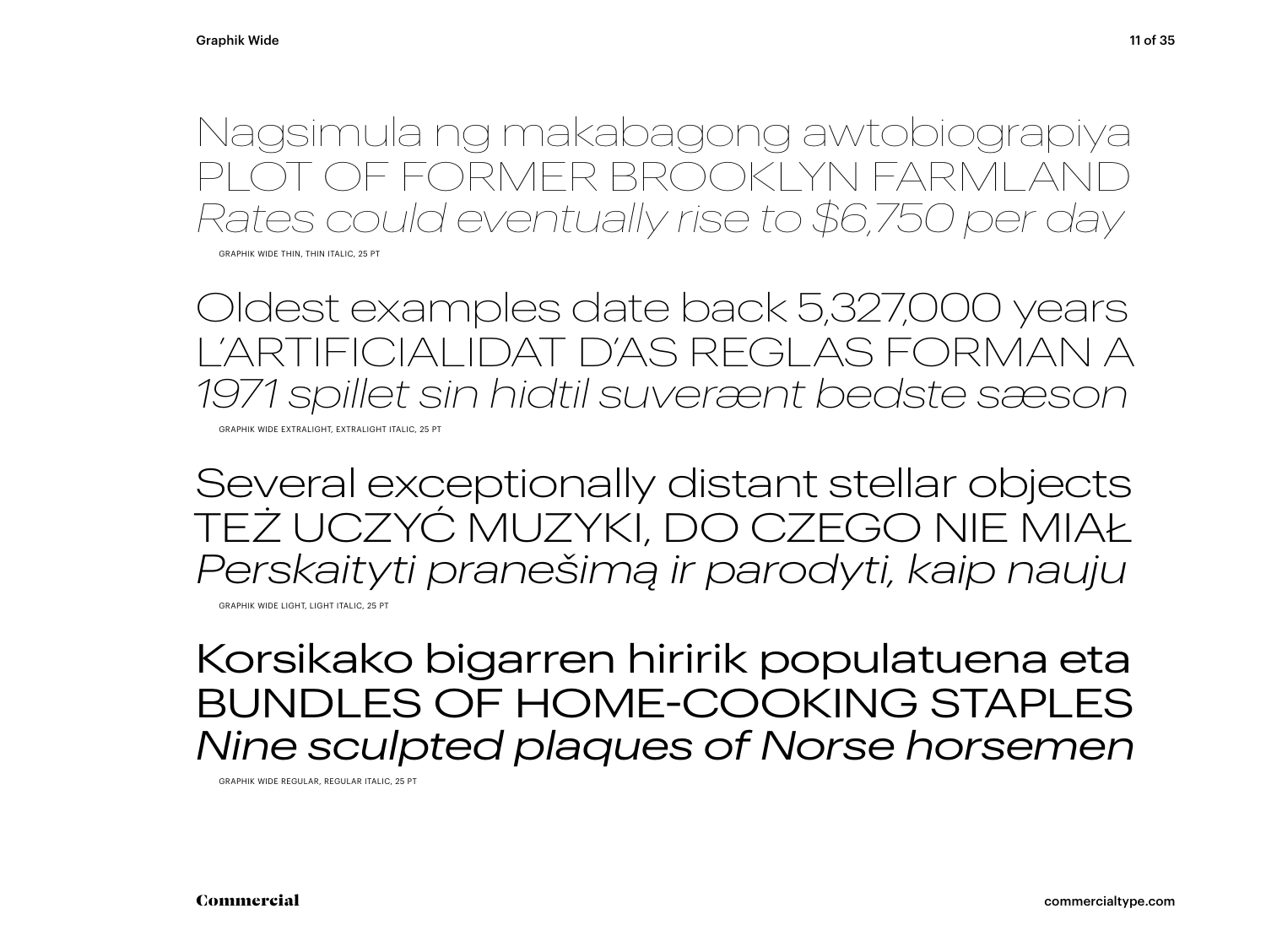Nagsimula ng makabagong awtobiograpiya
PLOT OF FORMER BROOKLYN FARMLAND
*Rates could eventually rise to $6,750 per day*

GRAPHIK WIDE THIN, THIN ITALIC, 25 PT

Oldest examples date back 5,327,000 years
L'ARTIFICIALIDAT D'AS REGLAS FORMAN A
*1971 spillet sin hidtil suverænt bedste sæson*

GRAPHIK WIDE EXTRALIGHT, EXTRALIGHT ITALIC, 25 PT

Several exceptionally distant stellar objects
TEŻ UCZYĆ MUZYKI, DO CZEGO NIE MIAŁ
*Perskaityti pranešimą ir parodyti, kaip nauju*

GRAPHIK WIDE LIGHT, LIGHT ITALIC, 25 PT

Korsikako bigarren hiririk populatuena eta
BUNDLES OF HOME-COOKING STAPLES
*Nine sculpted plaques of Norse horsemen*

GRAPHIK WIDE REGULAR, REGULAR ITALIC, 25 PT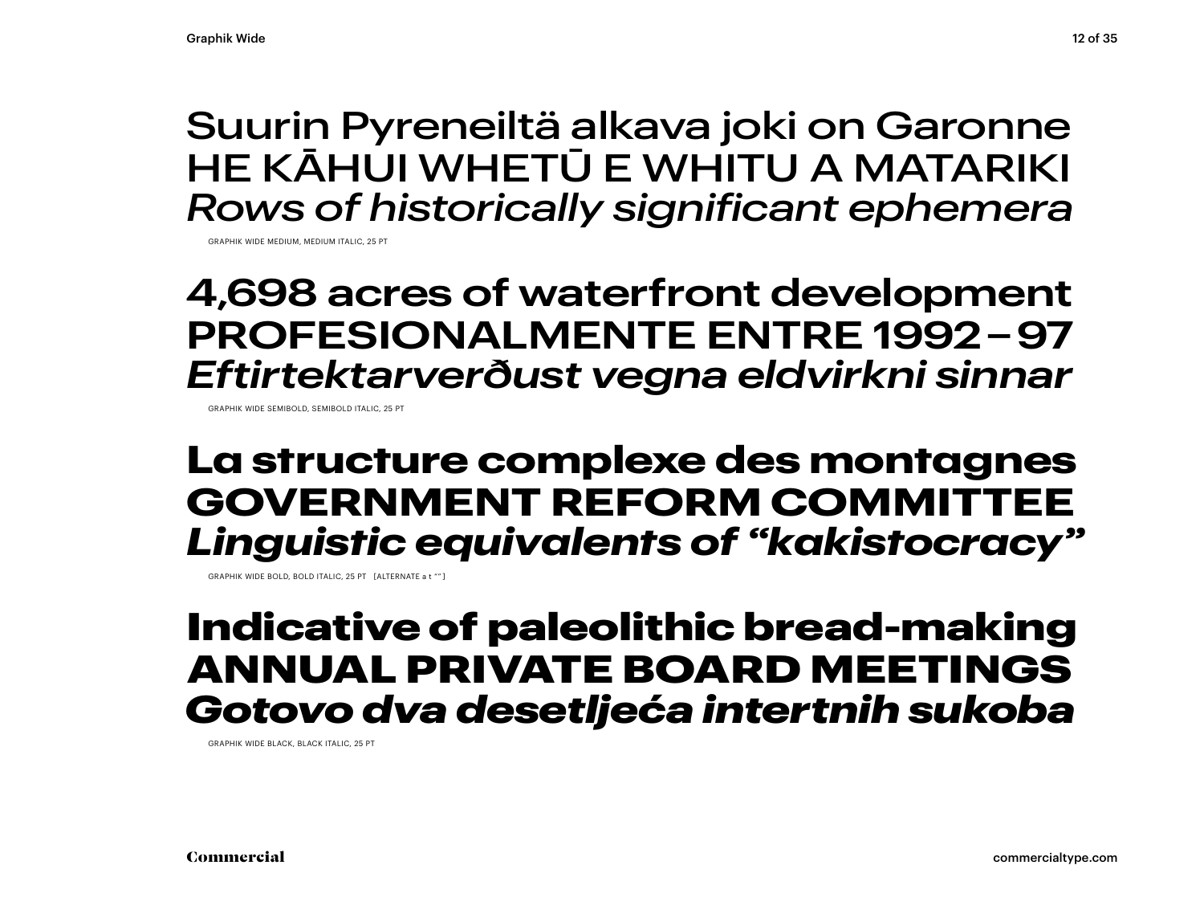Suurin Pyreneiltä alkava joki on Garonne
HE KĀHUI WHETŪ E WHITU A MATARIKI
*Rows of historically significant ephemera*

GRAPHIK WIDE MEDIUM, MEDIUM ITALIC, 25 PT

**4,698 acres of waterfront development**
**PROFESIONALMENTE ENTRE 1992 – 97**
***Eftirtektarverðust vegna eldvirkni sinnar***

GRAPHIK WIDE SEMIBOLD, SEMIBOLD ITALIC, 25 PT

**La structure complexe des montagnes**
**GOVERNMENT REFORM COMMITTEE**
***Linguistic equivalents of “kakistocracy”***

GRAPHIK WIDE BOLD, BOLD ITALIC, 25 PT [ALTERNATE a t “” ]

**Indicative of paleolithic bread-making**
**ANNUAL PRIVATE BOARD MEETINGS**
***Gotovo dva desetljeća intertnih sukoba***

GRAPHIK WIDE BLACK, BLACK ITALIC, 25 PT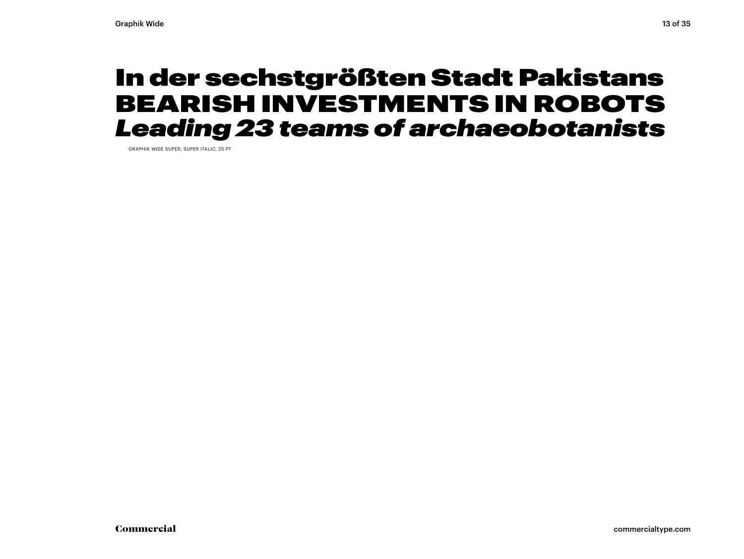**In der sechstgrößten Stadt Pakistans**
**BEARISH INVESTMENTS IN ROBOTS**
***Leading 23 teams of archaeobotanists***

GRAPHIK WIDE SUPER, SUPER ITALIC, 25 PT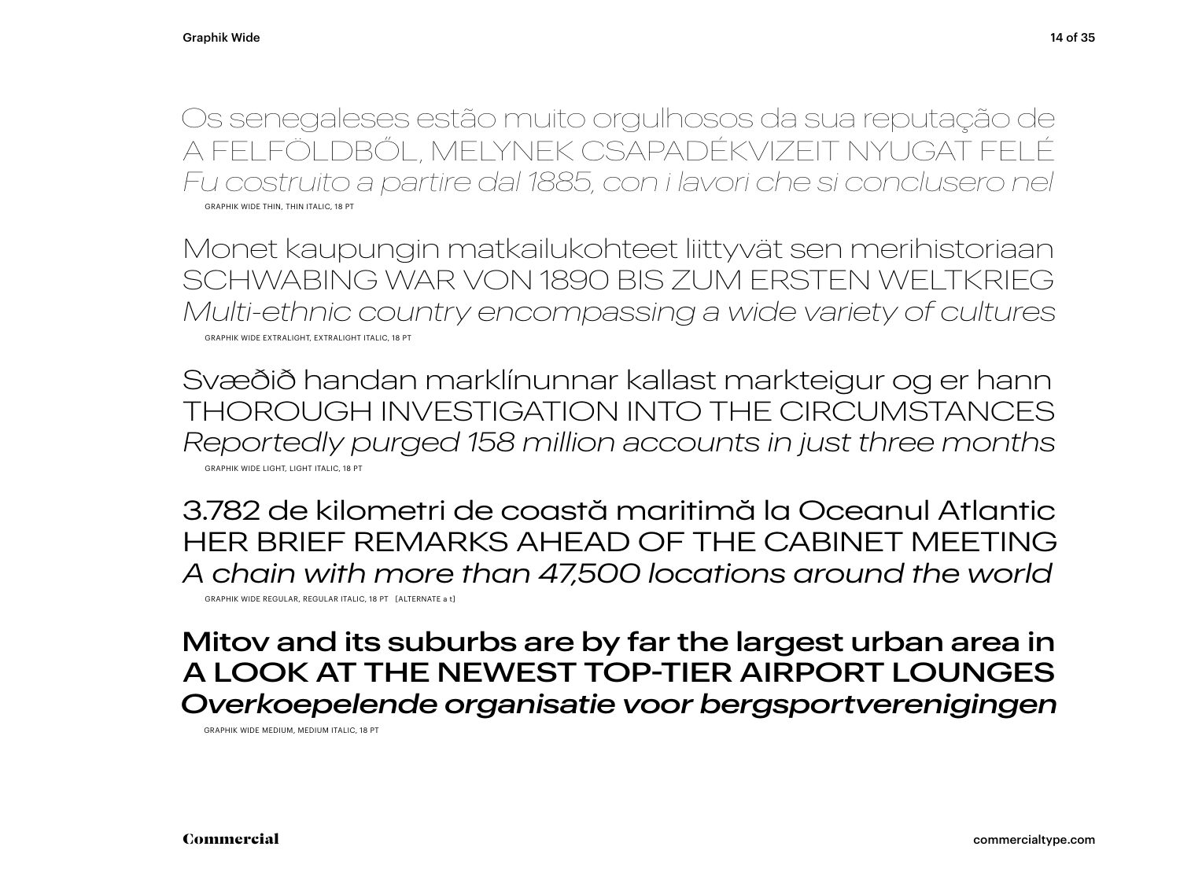Os senegaleses estão muito orgulhosos da sua reputação de
A FELFÖLDBŐL, MELYNEK CSAPADÉKVIZEIT NYUGAT FELÉ
*Fu costruito a partire dal 1885, con i lavori che si conclusero nel*

GRAPHIK WIDE THIN, THIN ITALIC, 18 PT

Monet kaupungin matkailukohteet liittyvät sen merihistoriaan
SCHWABING WAR VON 1890 BIS ZUM ERSTEN WELTKRIEG
*Multi-ethnic country encompassing a wide variety of cultures*

GRAPHIK WIDE EXTRALIGHT, EXTRALIGHT ITALIC, 18 PT

Svæðið handan marklínunnar kallast markteigur og er hann
THOROUGH INVESTIGATION INTO THE CIRCUMSTANCES
*Reportedly purged 158 million accounts in just three months*

GRAPHIK WIDE LIGHT, LIGHT ITALIC, 18 PT

3.782 de kilometri de coastă maritimă la Oceanul Atlantic
HER BRIEF REMARKS AHEAD OF THE CABINET MEETING
*A chain with more than 47,500 locations around the world*

GRAPHIK WIDE REGULAR, REGULAR ITALIC, 18 PT [ALTERNATE a t]

**Mitov and its suburbs are by far the largest urban area in**
**A LOOK AT THE NEWEST TOP-TIER AIRPORT LOUNGES**
***Overkoepelende organisatie voor bergsportverenigingen***

GRAPHIK WIDE MEDIUM, MEDIUM ITALIC, 18 PT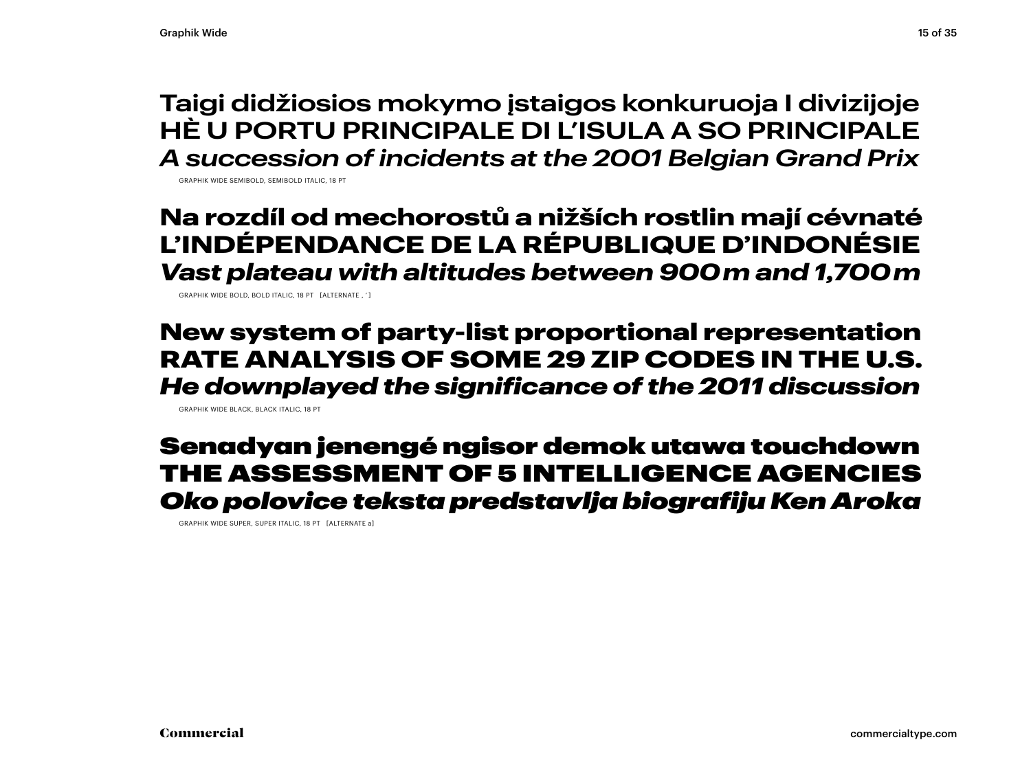**Taigi didžiosios mokymo įstaigos konkuruoja I divizijoje**
**HÈ U PORTU PRINCIPALE DI L'ISULA A SO PRINCIPALE**
***A succession of incidents at the 2001 Belgian Grand Prix***

GRAPHIK WIDE SEMIBOLD, SEMIBOLD ITALIC, 18 PT

**Na rozdíl od mechorostů a nižších rostlin mají cévnaté**
**L'INDÉPENDANCE DE LA RÉPUBLIQUE D'INDONÉSIE**
***Vast plateau with altitudes between 900 m and 1,700 m***

GRAPHIK WIDE BOLD, BOLD ITALIC, 18 PT [ALTERNATE , ' ]

**New system of party-list proportional representation**
**RATE ANALYSIS OF SOME 29 ZIP CODES IN THE U.S.**
***He downplayed the significance of the 2011 discussion***

GRAPHIK WIDE BLACK, BLACK ITALIC, 18 PT

**Senadyan jenengé ngisor demok utawa touchdown**
**THE ASSESSMENT OF 5 INTELLIGENCE AGENCIES**
***Oko polovice teksta predstavlja biografiju Ken Aroka***

GRAPHIK WIDE SUPER, SUPER ITALIC, 18 PT [ALTERNATE a]

Commercial

commercialtype.com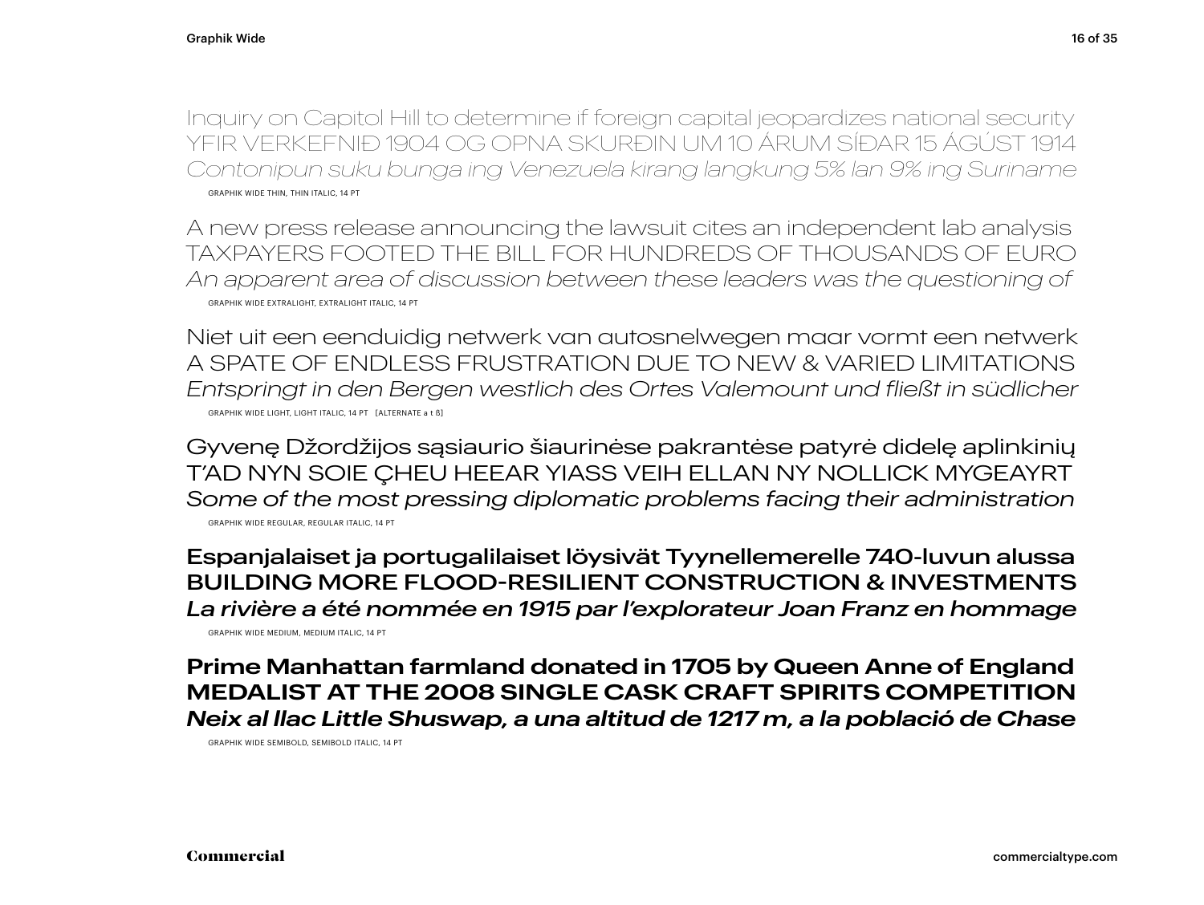Inquiry on Capitol Hill to determine if foreign capital jeopardizes national security
YFIR VERKEFNIÐ 1904 OG OPNA SKURÐIN UM 10 ÁRUM SÍÐAR 15 ÁGÚST 1914
*Contonipun suku bunga ing Venezuela kirang langkung 5% lan 9% ing Suriname*

GRAPHIK WIDE THIN, THIN ITALIC, 14 PT

A new press release announcing the lawsuit cites an independent lab analysis
TAXPAYERS FOOTED THE BILL FOR HUNDREDS OF THOUSANDS OF EURO
*An apparent area of discussion between these leaders was the questioning of*

GRAPHIK WIDE EXTRALIGHT, EXTRALIGHT ITALIC, 14 PT

Niet uit een eenduidig netwerk van autosnelwegen maar vormt een netwerk
A SPATE OF ENDLESS FRUSTRATION DUE TO NEW & VARIED LIMITATIONS
*Entspringt in den Bergen westlich des Ortes Valemount und fließt in südlicher*

GRAPHIK WIDE LIGHT, LIGHT ITALIC, 14 PT [ALTERNATE a t ß]

Gyvenę Džordžijos sąsiaurio šiaurinėse pakrantėse patyrė didelę aplinkinių
T'AD NYN SOIE ÇHEU HEEAR YIASS VEIH ELLAN NY NOLLICK MYGEAYRT
*Some of the most pressing diplomatic problems facing their administration*

GRAPHIK WIDE REGULAR, REGULAR ITALIC, 14 PT

Espanjalaiset ja portugalilaiset löysivät Tyynellemerelle 740-luvun alussa
BUILDING MORE FLOOD-RESILIENT CONSTRUCTION & INVESTMENTS
*La rivière a été nommée en 1915 par l'explorateur Joan Franz en hommage*

GRAPHIK WIDE MEDIUM, MEDIUM ITALIC, 14 PT

**Prime Manhattan farmland donated in 1705 by Queen Anne of England**
**MEDALIST AT THE 2008 SINGLE CASK CRAFT SPIRITS COMPETITION**
***Neix al llac Little Shuswap, a una altitud de 1217 m, a la població de Chase***

GRAPHIK WIDE SEMIBOLD, SEMIBOLD ITALIC, 14 PT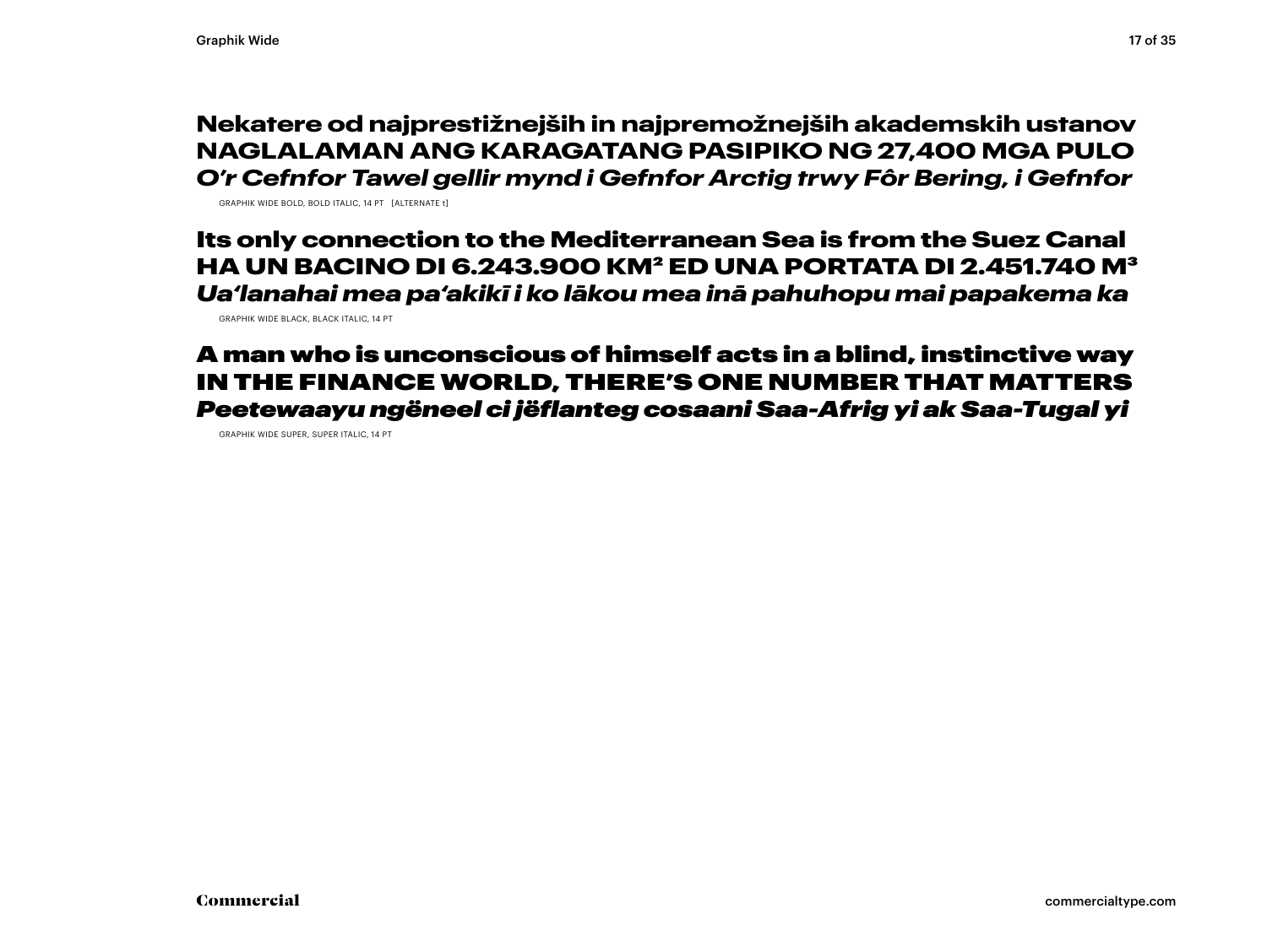**Nekatere od najprestižnejših in najpremožnejših akademskih ustanov**
**NAGLALAMAN ANG KARAGATANG PASIPIKO NG 27,400 MGA PULO**
***O'r Cefnfor Tawel gellir mynd i Gefnfor Arctig trwy Fôr Bering, i Gefnfor***

GRAPHIK WIDE BOLD, BOLD ITALIC, 14 PT [ALTERNATE t]

**Its only connection to the Mediterranean Sea is from the Suez Canal**
**HA UN BACINO DI 6.243.900 KM² ED UNA PORTATA DI 2.451.740 M³**
***Ua'lanahai mea pa'akikī i ko lākou mea inā pahuhopu mai papakema ka***

GRAPHIK WIDE BLACK, BLACK ITALIC, 14 PT

**A man who is unconscious of himself acts in a blind, instinctive way**
**IN THE FINANCE WORLD, THERE'S ONE NUMBER THAT MATTERS**
***Peetewaayu ngëneel ci jëflanteg cosaani Saa-Afrig yi ak Saa-Tugal yi***

GRAPHIK WIDE SUPER, SUPER ITALIC, 14 PT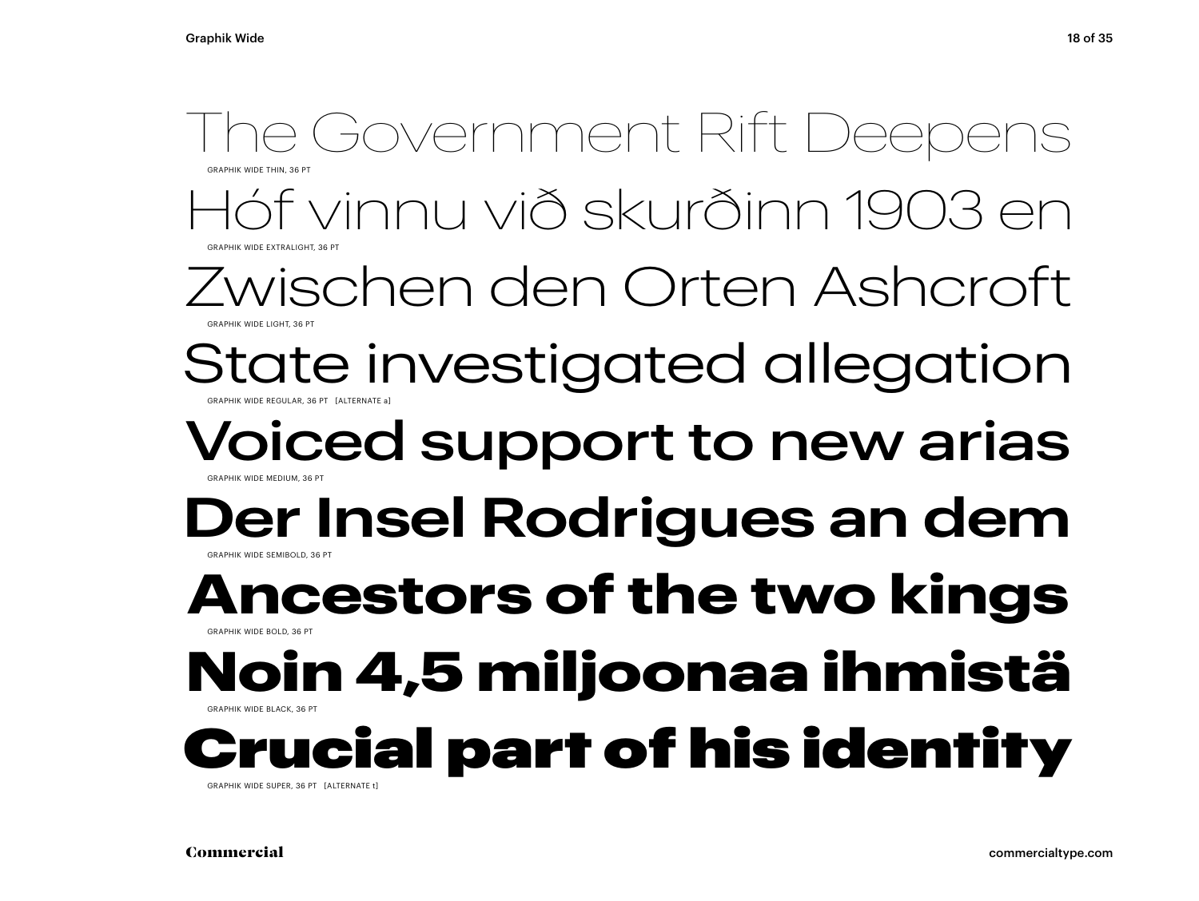The Government Rift Deepens

GRAPHIK WIDE THIN, 36 PT

Hóf vinnu við skurðinn 1903 en

GRAPHIK WIDE EXTRALIGHT, 36 PT

Zwischen den Orten Ashcroft

GRAPHIK WIDE LIGHT, 36 PT

State investigated allegation

GRAPHIK WIDE REGULAR, 36 PT [ALTERNATE a]

Voiced support to new arias

GRAPHIK WIDE MEDIUM, 36 PT

**Der Insel Rodrigues an dem**

GRAPHIK WIDE SEMIBOLD, 36 PT

**Ancestors of the two kings**

GRAPHIK WIDE BOLD, 36 PT

**Noin 4,5 miljoonaa ihmistä**

GRAPHIK WIDE BLACK, 36 PT

**Crucial part of his identity**

GRAPHIK WIDE SUPER, 36 PT [ALTERNATE t]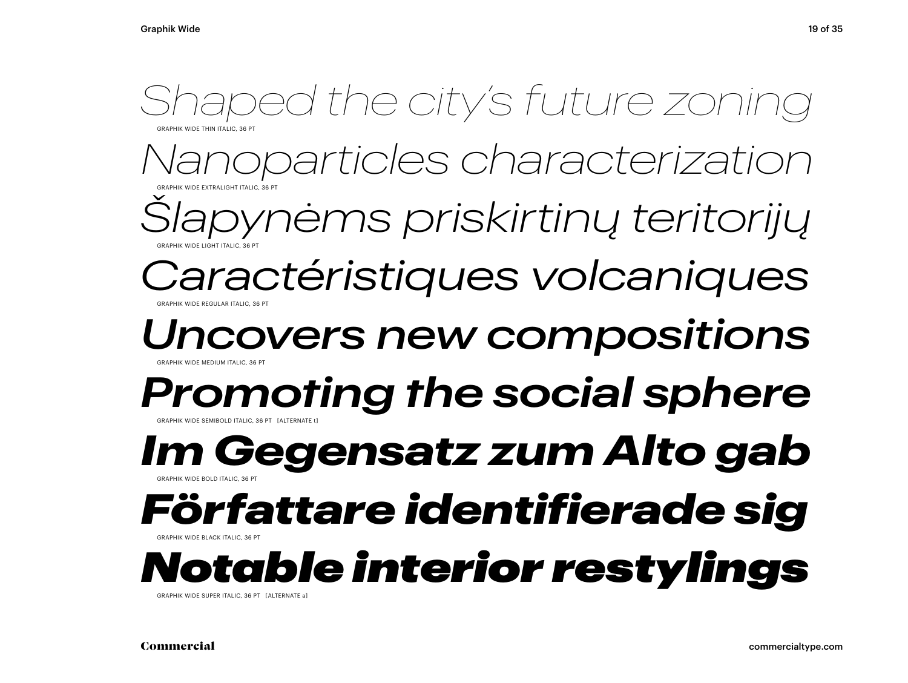*Shaped the city's future zoning*

GRAPHIK WIDE THIN ITALIC, 36 PT

*Nanoparticles characterization*

GRAPHIK WIDE EXTRALIGHT ITALIC, 36 PT

*Šlapynėms priskirtinų teritorijų*

GRAPHIK WIDE LIGHT ITALIC, 36 PT

*Caractéristiques volcaniques*

GRAPHIK WIDE REGULAR ITALIC, 36 PT

*Uncovers new compositions*

GRAPHIK WIDE MEDIUM ITALIC, 36 PT

***Promoting the social sphere***

GRAPHIK WIDE SEMIBOLD ITALIC, 36 PT [ALTERNATE t]

***Im Gegensatz zum Alto gab***

GRAPHIK WIDE BOLD ITALIC, 36 PT

***Författare identifierade sig***

GRAPHIK WIDE BLACK ITALIC, 36 PT

***Notable interior restylings***

GRAPHIK WIDE SUPER ITALIC, 36 PT [ALTERNATE a]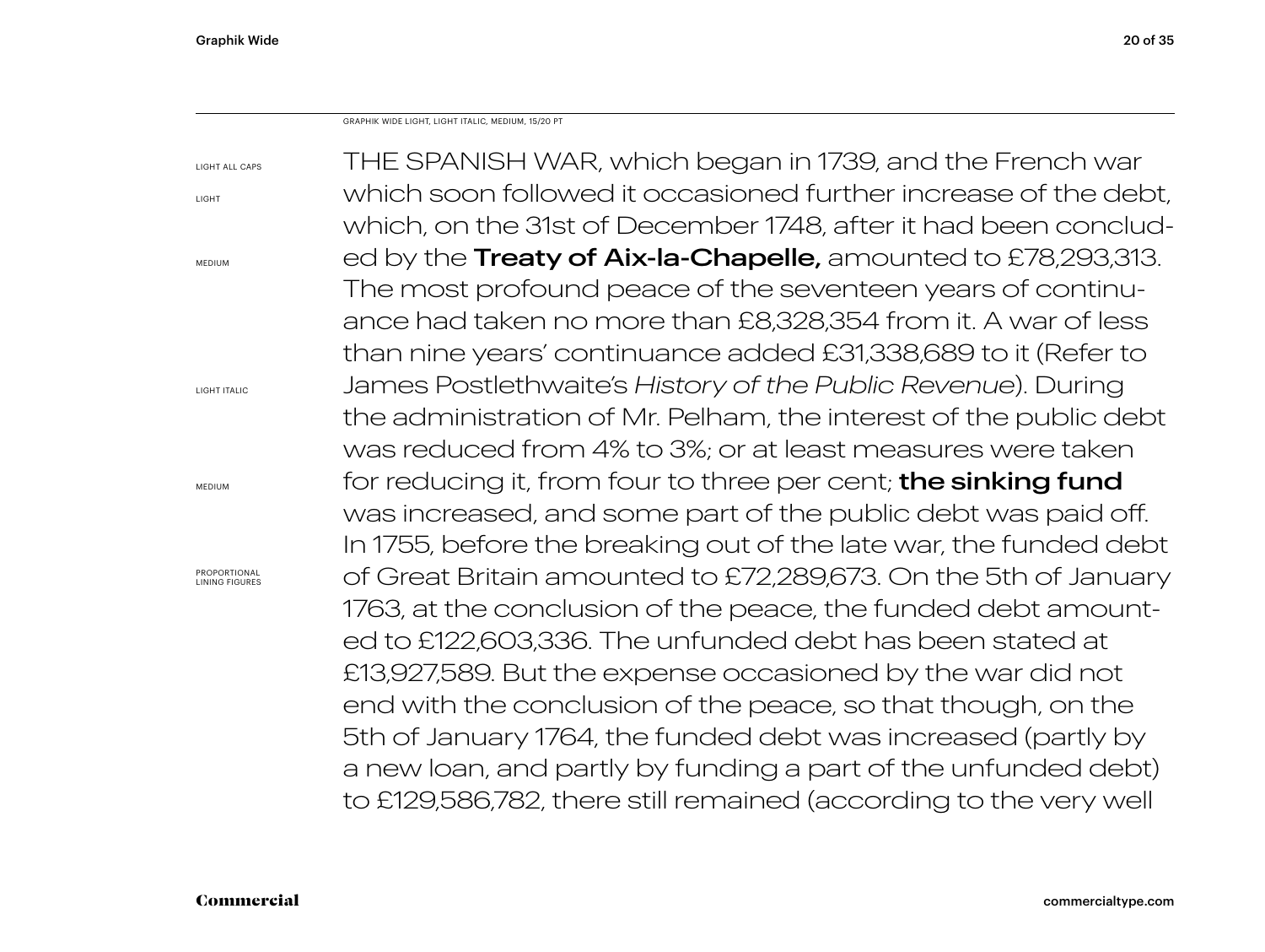GRAPHIK WIDE LIGHT, LIGHT ITALIC, MEDIUM, 15/20 PT

LIGHT ALL CAPS

LIGHT

MEDIUM

LIGHT ITALIC

MEDIUM

PROPORTIONAL LINING FIGURES

THE SPANISH WAR, which began in 1739, and the French war which soon followed it occasioned further increase of the debt, which, on the 31st of December 1748, after it had been concluded by the **Treaty of Aix-la-Chapelle,** amounted to £78,293,313. The most profound peace of the seventeen years of continuance had taken no more than £8,328,354 from it. A war of less than nine years' continuance added £31,338,689 to it (Refer to James Postlethwaite's *History of the Public Revenue*). During the administration of Mr. Pelham, the interest of the public debt was reduced from 4% to 3%; or at least measures were taken for reducing it, from four to three per cent; **the sinking fund** was increased, and some part of the public debt was paid off. In 1755, before the breaking out of the late war, the funded debt of Great Britain amounted to £72,289,673. On the 5th of January 1763, at the conclusion of the peace, the funded debt amounted to £122,603,336. The unfunded debt has been stated at £13,927,589. But the expense occasioned by the war did not end with the conclusion of the peace, so that though, on the 5th of January 1764, the funded debt was increased (partly by a new loan, and partly by funding a part of the unfunded debt) to £129,586,782, there still remained (according to the very well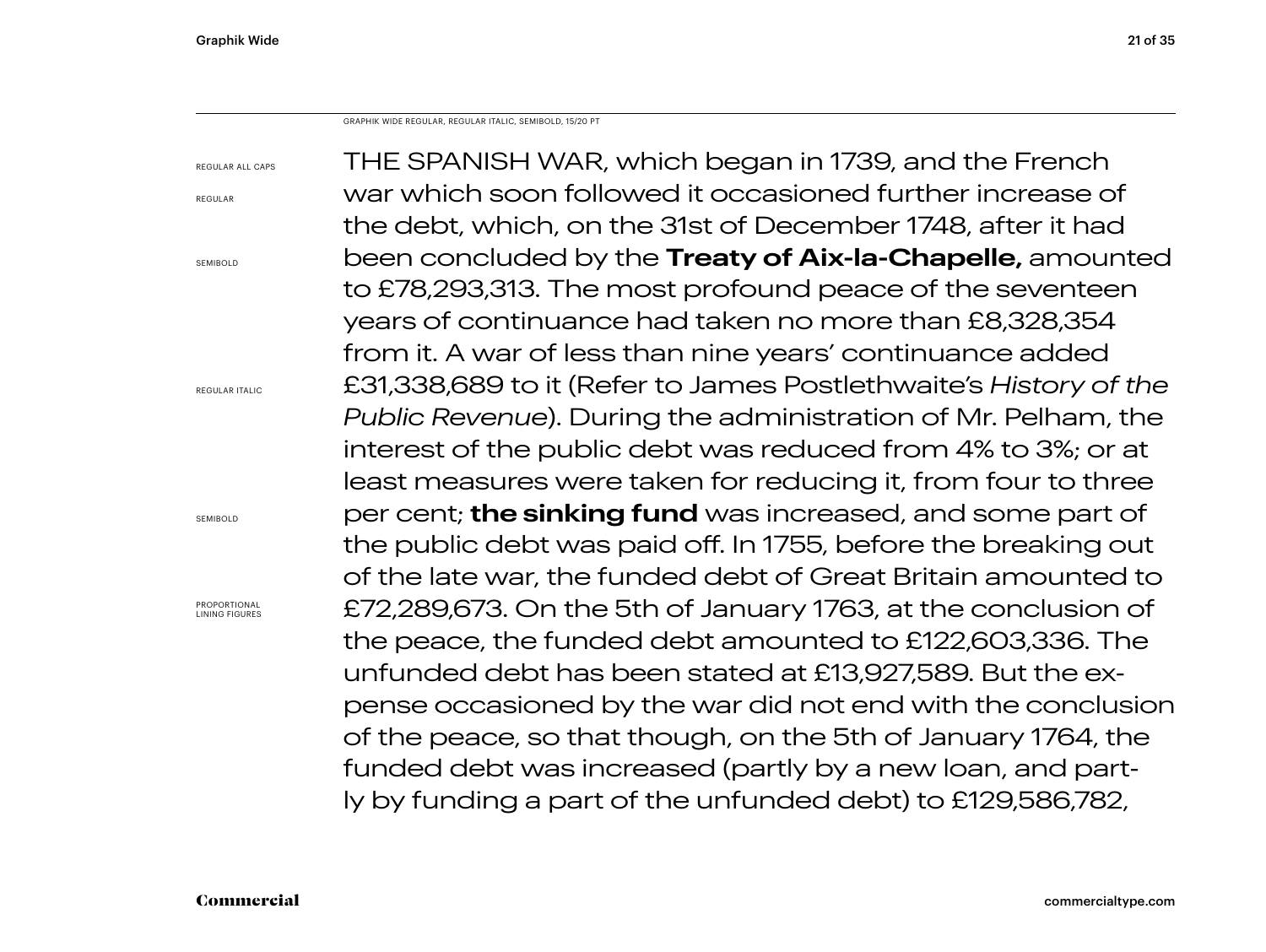GRAPHIK WIDE REGULAR, REGULAR ITALIC, SEMIBOLD, 15/20 PT

REGULAR ALL CAPS

REGULAR

SEMIBOLD

REGULAR ITALIC

SEMIBOLD

PROPORTIONAL LINING FIGURES

THE SPANISH WAR, which began in 1739, and the French war which soon followed it occasioned further increase of the debt, which, on the 31st of December 1748, after it had been concluded by the **Treaty of Aix-la-Chapelle,** amounted to £78,293,313. The most profound peace of the seventeen years of continuance had taken no more than £8,328,354 from it. A war of less than nine years' continuance added £31,338,689 to it (Refer to James Postlethwaite's *History of the Public Revenue*). During the administration of Mr. Pelham, the interest of the public debt was reduced from 4% to 3%; or at least measures were taken for reducing it, from four to three per cent; **the sinking fund** was increased, and some part of the public debt was paid off. In 1755, before the breaking out of the late war, the funded debt of Great Britain amounted to £72,289,673. On the 5th of January 1763, at the conclusion of the peace, the funded debt amounted to £122,603,336. The unfunded debt has been stated at £13,927,589. But the expense occasioned by the war did not end with the conclusion of the peace, so that though, on the 5th of January 1764, the funded debt was increased (partly by a new loan, and partly by funding a part of the unfunded debt) to £129,586,782,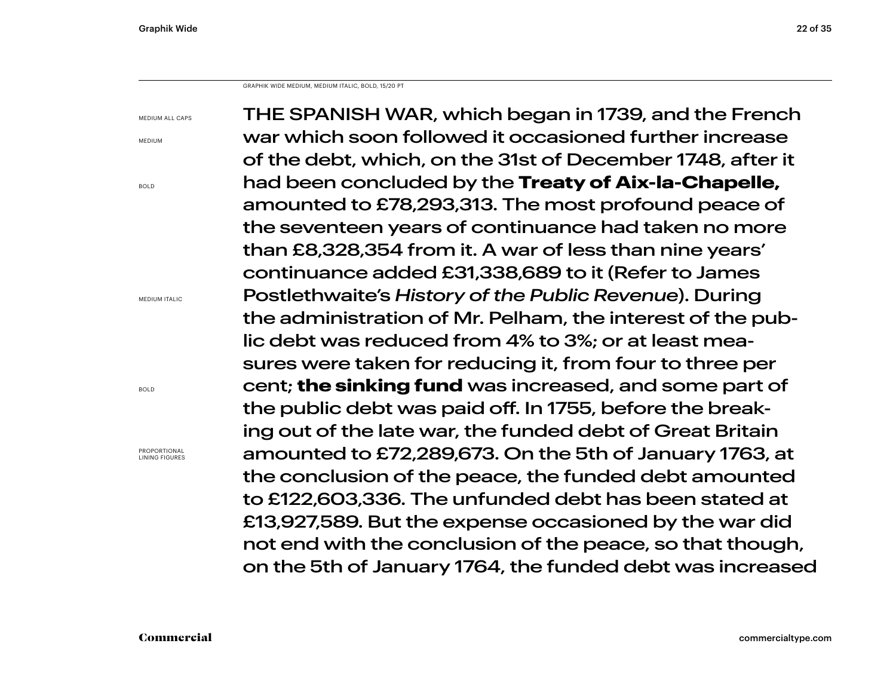GRAPHIK WIDE MEDIUM, MEDIUM ITALIC, BOLD, 15/20 PT

MEDIUM ALL CAPS

MEDIUM

BOLD

MEDIUM ITALIC

BOLD

PROPORTIONAL LINING FIGURES

THE SPANISH WAR, which began in 1739, and the French war which soon followed it occasioned further increase of the debt, which, on the 31st of December 1748, after it had been concluded by the **Treaty of Aix-la-Chapelle,** amounted to £78,293,313. The most profound peace of the seventeen years of continuance had taken no more than £8,328,354 from it. A war of less than nine years' continuance added £31,338,689 to it (Refer to James Postlethwaite's *History of the Public Revenue*). During the administration of Mr. Pelham, the interest of the public debt was reduced from 4% to 3%; or at least measures were taken for reducing it, from four to three per cent; **the sinking fund** was increased, and some part of the public debt was paid off. In 1755, before the breaking out of the late war, the funded debt of Great Britain amounted to £72,289,673. On the 5th of January 1763, at the conclusion of the peace, the funded debt amounted to £122,603,336. The unfunded debt has been stated at £13,927,589. But the expense occasioned by the war did not end with the conclusion of the peace, so that though, on the 5th of January 1764, the funded debt was increased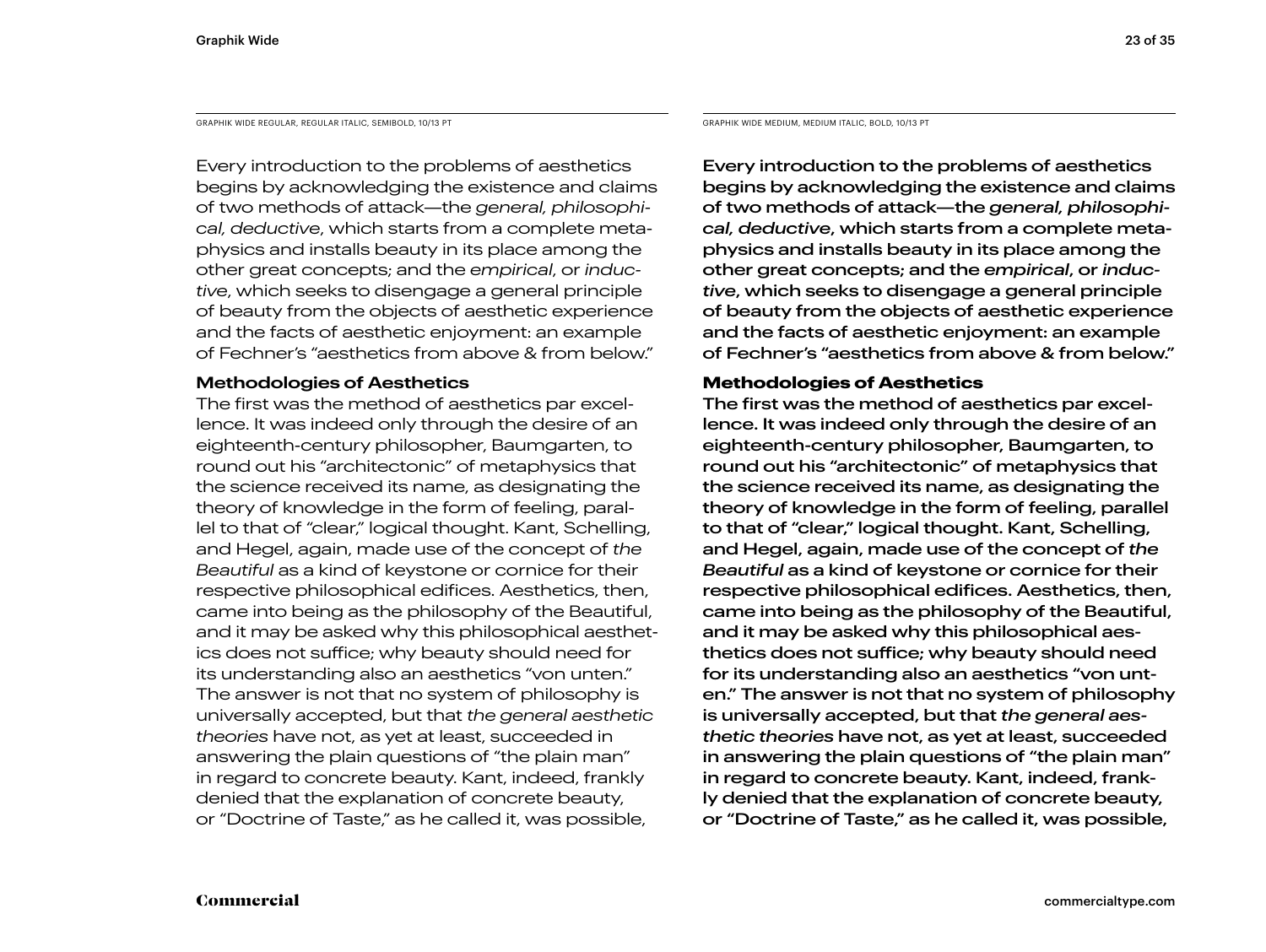GRAPHIK WIDE REGULAR, REGULAR ITALIC, SEMIBOLD, 10/13 PT

Every introduction to the problems of aesthetics begins by acknowledging the existence and claims of two methods of attack—the *general, philosophical, deductive*, which starts from a complete metaphysics and installs beauty in its place among the other great concepts; and the *empirical*, or *inductive*, which seeks to disengage a general principle of beauty from the objects of aesthetic experience and the facts of aesthetic enjoyment: an example of Fechner's "aesthetics from above & from below."

**Methodologies of Aesthetics**

The first was the method of aesthetics par excellence. It was indeed only through the desire of an eighteenth-century philosopher, Baumgarten, to round out his "architectonic" of metaphysics that the science received its name, as designating the theory of knowledge in the form of feeling, parallel to that of "clear," logical thought. Kant, Schelling, and Hegel, again, made use of the concept of *the Beautiful* as a kind of keystone or cornice for their respective philosophical edifices. Aesthetics, then, came into being as the philosophy of the Beautiful, and it may be asked why this philosophical aesthetics does not suffice; why beauty should need for its understanding also an aesthetics "von unten." The answer is not that no system of philosophy is universally accepted, but that *the general aesthetic theories* have not, as yet at least, succeeded in answering the plain questions of "the plain man" in regard to concrete beauty. Kant, indeed, frankly denied that the explanation of concrete beauty, or "Doctrine of Taste," as he called it, was possible,

GRAPHIK WIDE MEDIUM, MEDIUM ITALIC, BOLD, 10/13 PT

Every introduction to the problems of aesthetics begins by acknowledging the existence and claims of two methods of attack—the *general, philosophical, deductive*, which starts from a complete metaphysics and installs beauty in its place among the other great concepts; and the *empirical*, or *inductive*, which seeks to disengage a general principle of beauty from the objects of aesthetic experience and the facts of aesthetic enjoyment: an example of Fechner's "aesthetics from above & from below."

**Methodologies of Aesthetics**

The first was the method of aesthetics par excellence. It was indeed only through the desire of an eighteenth-century philosopher, Baumgarten, to round out his "architectonic" of metaphysics that the science received its name, as designating the theory of knowledge in the form of feeling, parallel to that of "clear," logical thought. Kant, Schelling, and Hegel, again, made use of the concept of *the Beautiful* as a kind of keystone or cornice for their respective philosophical edifices. Aesthetics, then, came into being as the philosophy of the Beautiful, and it may be asked why this philosophical aesthetics does not suffice; why beauty should need for its understanding also an aesthetics "von unten." The answer is not that no system of philosophy is universally accepted, but that *the general aesthetic theories* have not, as yet at least, succeeded in answering the plain questions of "the plain man" in regard to concrete beauty. Kant, indeed, frankly denied that the explanation of concrete beauty, or "Doctrine of Taste," as he called it, was possible,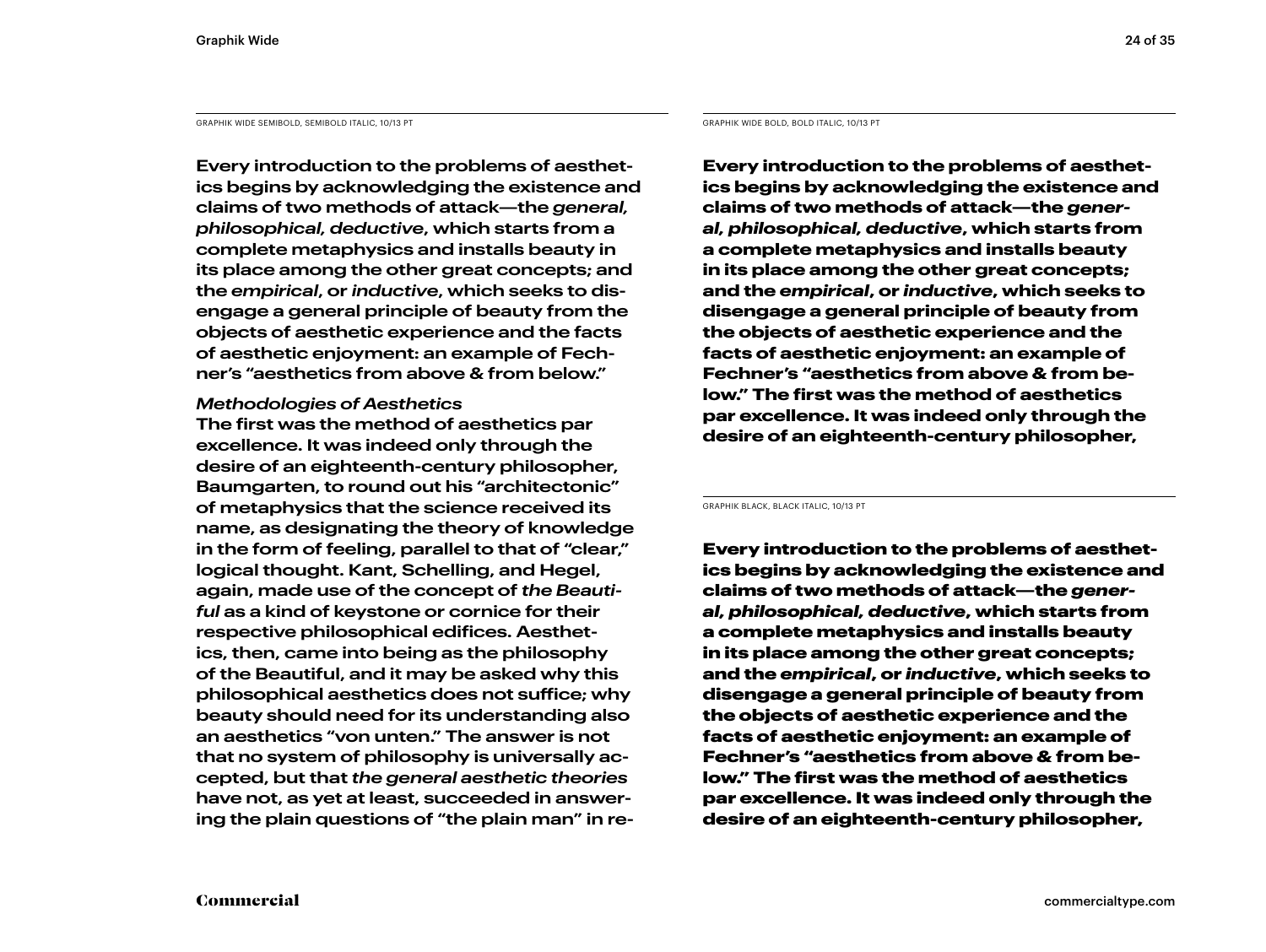GRAPHIK WIDE SEMIBOLD, SEMIBOLD ITALIC, 10/13 PT

Every introduction to the problems of aesthetics begins by acknowledging the existence and claims of two methods of attack—the *general, philosophical, deductive*, which starts from a complete metaphysics and installs beauty in its place among the other great concepts; and the *empirical*, or *inductive*, which seeks to disengage a general principle of beauty from the objects of aesthetic experience and the facts of aesthetic enjoyment: an example of Fechner's "aesthetics from above & from below."

*Methodologies of Aesthetics*

The first was the method of aesthetics par excellence. It was indeed only through the desire of an eighteenth-century philosopher, Baumgarten, to round out his "architectonic" of metaphysics that the science received its name, as designating the theory of knowledge in the form of feeling, parallel to that of "clear," logical thought. Kant, Schelling, and Hegel, again, made use of the concept of *the Beautiful* as a kind of keystone or cornice for their respective philosophical edifices. Aesthetics, then, came into being as the philosophy of the Beautiful, and it may be asked why this philosophical aesthetics does not suffice; why beauty should need for its understanding also an aesthetics "von unten." The answer is not that no system of philosophy is universally accepted, but that *the general aesthetic theories* have not, as yet at least, succeeded in answering the plain questions of "the plain man" in re-

GRAPHIK WIDE BOLD, BOLD ITALIC, 10/13 PT

Every introduction to the problems of aesthetics begins by acknowledging the existence and claims of two methods of attack—the *general, philosophical, deductive*, which starts from a complete metaphysics and installs beauty in its place among the other great concepts; and the *empirical*, or *inductive*, which seeks to disengage a general principle of beauty from the objects of aesthetic experience and the facts of aesthetic enjoyment: an example of Fechner's "aesthetics from above & from below." The first was the method of aesthetics par excellence. It was indeed only through the desire of an eighteenth-century philosopher,

GRAPHIK BLACK, BLACK ITALIC, 10/13 PT

Every introduction to the problems of aesthetics begins by acknowledging the existence and claims of two methods of attack—the *general, philosophical, deductive*, which starts from a complete metaphysics and installs beauty in its place among the other great concepts; and the *empirical*, or *inductive*, which seeks to disengage a general principle of beauty from the objects of aesthetic experience and the facts of aesthetic enjoyment: an example of Fechner's "aesthetics from above & from below." The first was the method of aesthetics par excellence. It was indeed only through the desire of an eighteenth-century philosopher,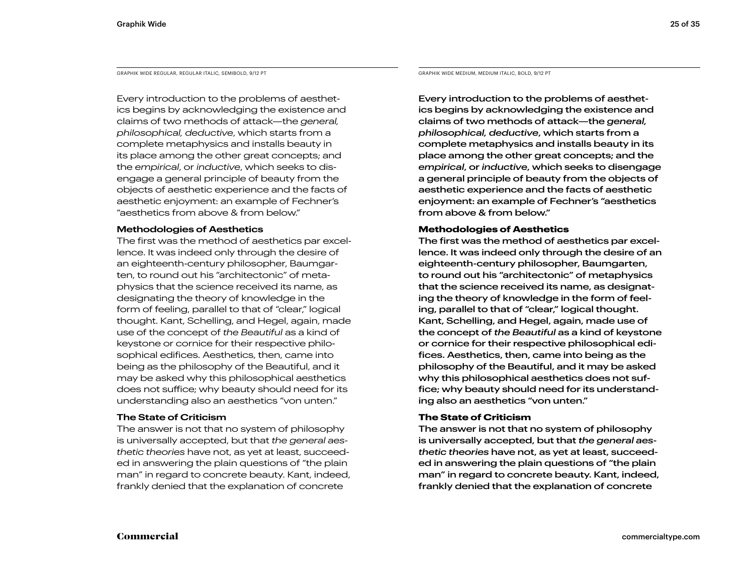GRAPHIK WIDE REGULAR, REGULAR ITALIC, SEMIBOLD, 9/12 PT

Every introduction to the problems of aesthetics begins by acknowledging the existence and claims of two methods of attack—the *general, philosophical, deductive*, which starts from a complete metaphysics and installs beauty in its place among the other great concepts; and the *empirical*, or *inductive*, which seeks to disengage a general principle of beauty from the objects of aesthetic experience and the facts of aesthetic enjoyment: an example of Fechner's "aesthetics from above & from below."

**Methodologies of Aesthetics**

The first was the method of aesthetics par excellence. It was indeed only through the desire of an eighteenth-century philosopher, Baumgarten, to round out his "architectonic" of metaphysics that the science received its name, as designating the theory of knowledge in the form of feeling, parallel to that of "clear," logical thought. Kant, Schelling, and Hegel, again, made use of the concept of *the Beautiful* as a kind of keystone or cornice for their respective philosophical edifices. Aesthetics, then, came into being as the philosophy of the Beautiful, and it may be asked why this philosophical aesthetics does not suffice; why beauty should need for its understanding also an aesthetics "von unten."

**The State of Criticism**

The answer is not that no system of philosophy is universally accepted, but that *the general aesthetic theories* have not, as yet at least, succeeded in answering the plain questions of "the plain man" in regard to concrete beauty. Kant, indeed, frankly denied that the explanation of concrete

GRAPHIK WIDE MEDIUM, MEDIUM ITALIC, BOLD, 9/12 PT

Every introduction to the problems of aesthetics begins by acknowledging the existence and claims of two methods of attack—the *general, philosophical, deductive*, which starts from a complete metaphysics and installs beauty in its place among the other great concepts; and the *empirical*, or *inductive*, which seeks to disengage a general principle of beauty from the objects of aesthetic experience and the facts of aesthetic enjoyment: an example of Fechner's "aesthetics from above & from below."

**Methodologies of Aesthetics**

The first was the method of aesthetics par excellence. It was indeed only through the desire of an eighteenth-century philosopher, Baumgarten, to round out his "architectonic" of metaphysics that the science received its name, as designating the theory of knowledge in the form of feeling, parallel to that of "clear," logical thought. Kant, Schelling, and Hegel, again, made use of the concept of *the Beautiful* as a kind of keystone or cornice for their respective philosophical edifices. Aesthetics, then, came into being as the philosophy of the Beautiful, and it may be asked why this philosophical aesthetics does not suffice; why beauty should need for its understanding also an aesthetics "von unten."

**The State of Criticism**

The answer is not that no system of philosophy is universally accepted, but that *the general aesthetic theories* have not, as yet at least, succeeded in answering the plain questions of "the plain man" in regard to concrete beauty. Kant, indeed, frankly denied that the explanation of concrete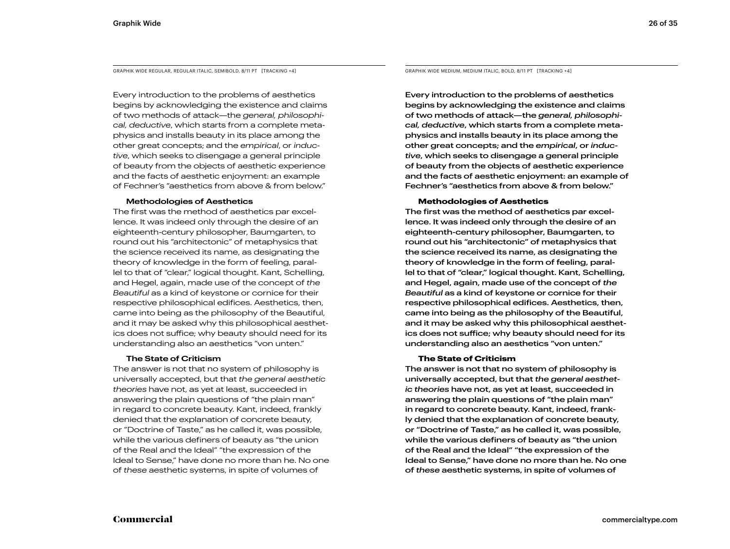GRAPHIK WIDE REGULAR, REGULAR ITALIC, SEMIBOLD, 8/11 PT [TRACKING +4]

Every introduction to the problems of aesthetics begins by acknowledging the existence and claims of two methods of attack—the *general, philosophical, deductive*, which starts from a complete metaphysics and installs beauty in its place among the other great concepts; and the *empirical*, or *inductive*, which seeks to disengage a general principle of beauty from the objects of aesthetic experience and the facts of aesthetic enjoyment: an example of Fechner's "aesthetics from above & from below."

**Methodologies of Aesthetics**

The first was the method of aesthetics par excellence. It was indeed only through the desire of an eighteenth-century philosopher, Baumgarten, to round out his "architectonic" of metaphysics that the science received its name, as designating the theory of knowledge in the form of feeling, parallel to that of "clear," logical thought. Kant, Schelling, and Hegel, again, made use of the concept of *the Beautiful* as a kind of keystone or cornice for their respective philosophical edifices. Aesthetics, then, came into being as the philosophy of the Beautiful, and it may be asked why this philosophical aesthetics does not suffice; why beauty should need for its understanding also an aesthetics "von unten."

**The State of Criticism**

The answer is not that no system of philosophy is universally accepted, but that *the general aesthetic theories* have not, as yet at least, succeeded in answering the plain questions of "the plain man" in regard to concrete beauty. Kant, indeed, frankly denied that the explanation of concrete beauty, or "Doctrine of Taste," as he called it, was possible, while the various definers of beauty as "the union of the Real and the Ideal" "the expression of the Ideal to Sense," have done no more than he. No one of *these* aesthetic systems, in spite of volumes of

GRAPHIK WIDE MEDIUM, MEDIUM ITALIC, BOLD, 8/11 PT [TRACKING +4]

Every introduction to the problems of aesthetics begins by acknowledging the existence and claims of two methods of attack—the *general, philosophical, deductive*, which starts from a complete metaphysics and installs beauty in its place among the other great concepts; and the *empirical*, or *inductive*, which seeks to disengage a general principle of beauty from the objects of aesthetic experience and the facts of aesthetic enjoyment: an example of Fechner's "aesthetics from above & from below."

**Methodologies of Aesthetics**

The first was the method of aesthetics par excellence. It was indeed only through the desire of an eighteenth-century philosopher, Baumgarten, to round out his "architectonic" of metaphysics that the science received its name, as designating the theory of knowledge in the form of feeling, parallel to that of "clear," logical thought. Kant, Schelling, and Hegel, again, made use of the concept of *the Beautiful* as a kind of keystone or cornice for their respective philosophical edifices. Aesthetics, then, came into being as the philosophy of the Beautiful, and it may be asked why this philosophical aesthetics does not suffice; why beauty should need for its understanding also an aesthetics "von unten."

**The State of Criticism**

The answer is not that no system of philosophy is universally accepted, but that *the general aesthetic theories* have not, as yet at least, succeeded in answering the plain questions of "the plain man" in regard to concrete beauty. Kant, indeed, frankly denied that the explanation of concrete beauty, or "Doctrine of Taste," as he called it, was possible, while the various definers of beauty as "the union of the Real and the Ideal" "the expression of the Ideal to Sense," have done no more than he. No one of *these* aesthetic systems, in spite of volumes of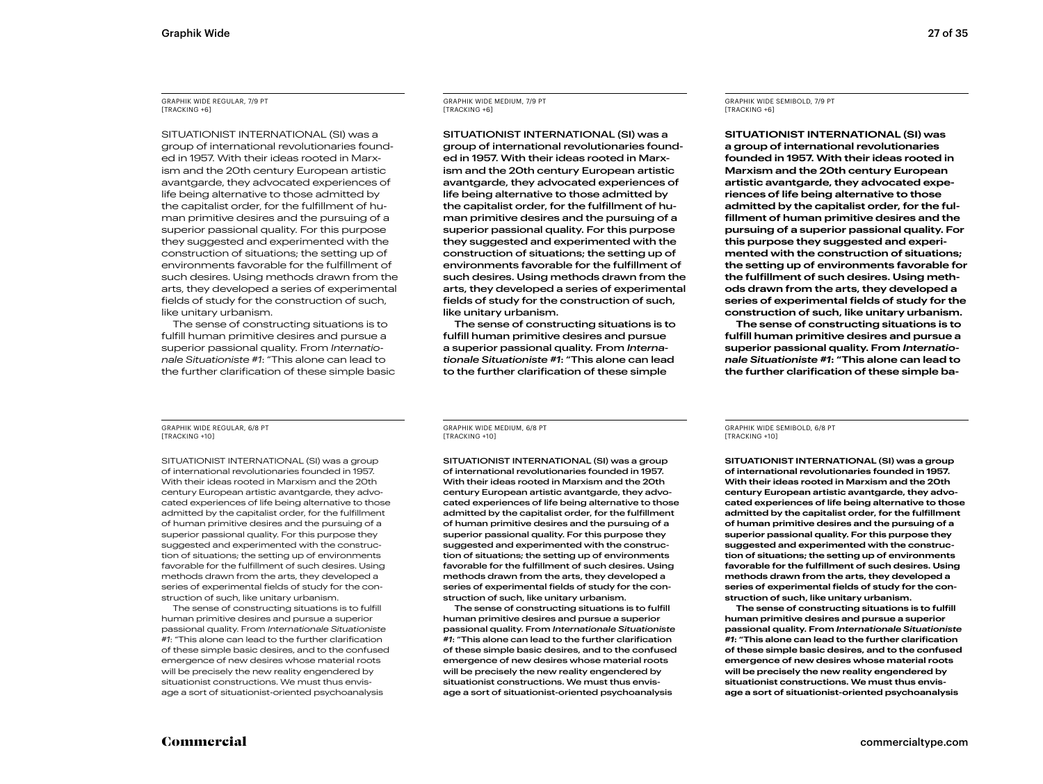GRAPHIK WIDE REGULAR, 7/9 PT
[TRACKING +6]

SITUATIONIST INTERNATIONAL (SI) was a group of international revolutionaries founded in 1957. With their ideas rooted in Marxism and the 20th century European artistic avantgarde, they advocated experiences of life being alternative to those admitted by the capitalist order, for the fulfillment of human primitive desires and the pursuing of a superior passional quality. For this purpose they suggested and experimented with the construction of situations; the setting up of environments favorable for the fulfillment of such desires. Using methods drawn from the arts, they developed a series of experimental fields of study for the construction of such, like unitary urbanism.

The sense of constructing situations is to fulfill human primitive desires and pursue a superior passional quality. From *Internationale Situationiste #1*: "This alone can lead to the further clarification of these simple basic

GRAPHIK WIDE MEDIUM, 7/9 PT
[TRACKING +6]

SITUATIONIST INTERNATIONAL (SI) was a group of international revolutionaries founded in 1957. With their ideas rooted in Marxism and the 20th century European artistic avantgarde, they advocated experiences of life being alternative to those admitted by the capitalist order, for the fulfillment of human primitive desires and the pursuing of a superior passional quality. For this purpose they suggested and experimented with the construction of situations; the setting up of environments favorable for the fulfillment of such desires. Using methods drawn from the arts, they developed a series of experimental fields of study for the construction of such, like unitary urbanism.

The sense of constructing situations is to fulfill human primitive desires and pursue a superior passional quality. From *Internationale Situationiste #1*: "This alone can lead to the further clarification of these simple

GRAPHIK WIDE SEMIBOLD, 7/9 PT
[TRACKING +6]

**SITUATIONIST INTERNATIONAL (SI) was a group of international revolutionaries founded in 1957. With their ideas rooted in Marxism and the 20th century European artistic avantgarde, they advocated experiences of life being alternative to those admitted by the capitalist order, for the fulfillment of human primitive desires and the pursuing of a superior passional quality. For this purpose they suggested and experimented with the construction of situations; the setting up of environments favorable for the fulfillment of such desires. Using methods drawn from the arts, they developed a series of experimental fields of study for the construction of such, like unitary urbanism.**

**The sense of constructing situations is to fulfill human primitive desires and pursue a superior passional quality. From *Internationale Situationiste #1*: "This alone can lead to the further clarification of these simple ba-**

GRAPHIK WIDE REGULAR, 6/8 PT
[TRACKING +10]

SITUATIONIST INTERNATIONAL (SI) was a group of international revolutionaries founded in 1957. With their ideas rooted in Marxism and the 20th century European artistic avantgarde, they advocated experiences of life being alternative to those admitted by the capitalist order, for the fulfillment of human primitive desires and the pursuing of a superior passional quality. For this purpose they suggested and experimented with the construction of situations; the setting up of environments favorable for the fulfillment of such desires. Using methods drawn from the arts, they developed a series of experimental fields of study for the construction of such, like unitary urbanism.

The sense of constructing situations is to fulfill human primitive desires and pursue a superior passional quality. From *Internationale Situationiste #1*: "This alone can lead to the further clarification of these simple basic desires, and to the confused emergence of new desires whose material roots will be precisely the new reality engendered by situationist constructions. We must thus envisage a sort of situationist-oriented psychoanalysis

GRAPHIK WIDE MEDIUM, 6/8 PT
[TRACKING +10]

SITUATIONIST INTERNATIONAL (SI) was a group of international revolutionaries founded in 1957. With their ideas rooted in Marxism and the 20th century European artistic avantgarde, they advocated experiences of life being alternative to those admitted by the capitalist order, for the fulfillment of human primitive desires and the pursuing of a superior passional quality. For this purpose they suggested and experimented with the construction of situations; the setting up of environments favorable for the fulfillment of such desires. Using methods drawn from the arts, they developed a series of experimental fields of study for the construction of such, like unitary urbanism.

The sense of constructing situations is to fulfill human primitive desires and pursue a superior passional quality. From *Internationale Situationiste #1*: "This alone can lead to the further clarification of these simple basic desires, and to the confused emergence of new desires whose material roots will be precisely the new reality engendered by situationist constructions. We must thus envisage a sort of situationist-oriented psychoanalysis

GRAPHIK WIDE SEMIBOLD, 6/8 PT
[TRACKING +10]

**SITUATIONIST INTERNATIONAL (SI) was a group of international revolutionaries founded in 1957. With their ideas rooted in Marxism and the 20th century European artistic avantgarde, they advocated experiences of life being alternative to those admitted by the capitalist order, for the fulfillment of human primitive desires and the pursuing of a superior passional quality. For this purpose they suggested and experimented with the construction of situations; the setting up of environments favorable for the fulfillment of such desires. Using methods drawn from the arts, they developed a series of experimental fields of study for the construction of such, like unitary urbanism.**

**The sense of constructing situations is to fulfill human primitive desires and pursue a superior passional quality. From *Internationale Situationiste #1*: "This alone can lead to the further clarification of these simple basic desires, and to the confused emergence of new desires whose material roots will be precisely the new reality engendered by situationist constructions. We must thus envisage a sort of situationist-oriented psychoanalysis**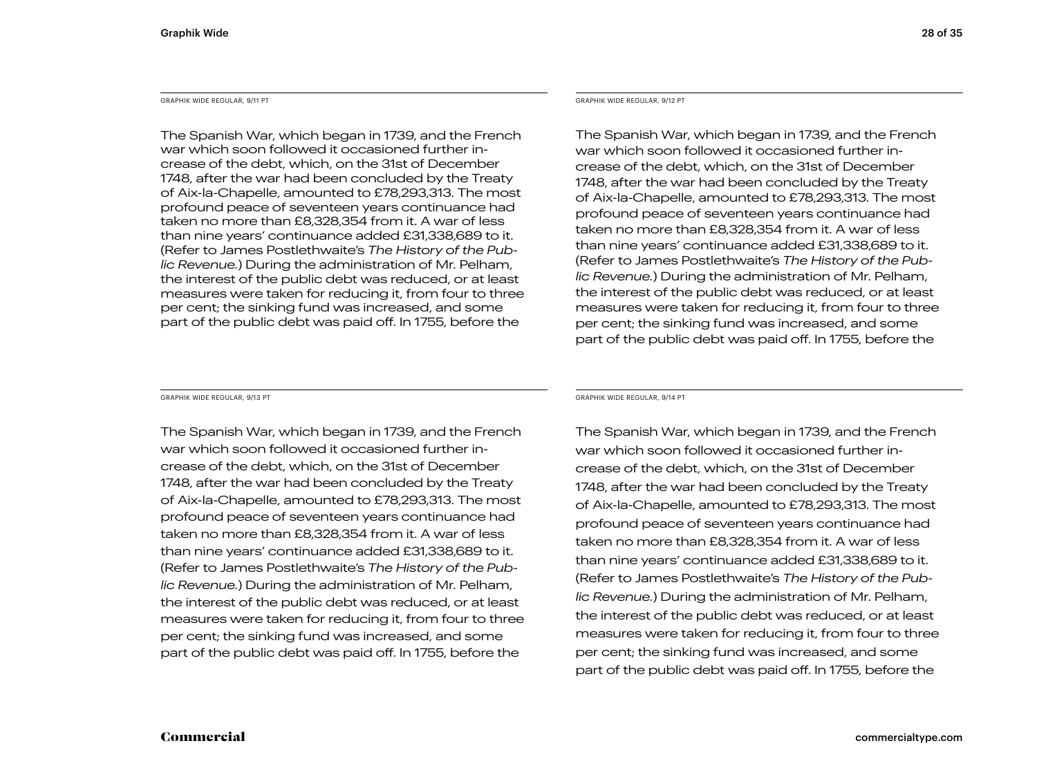GRAPHIK WIDE REGULAR, 9/11 PT

The Spanish War, which began in 1739, and the French war which soon followed it occasioned further increase of the debt, which, on the 31st of December 1748, after the war had been concluded by the Treaty of Aix-la-Chapelle, amounted to £78,293,313. The most profound peace of seventeen years continuance had taken no more than £8,328,354 from it. A war of less than nine years' continuance added £31,338,689 to it. (Refer to James Postlethwaite's *The History of the Public Revenue.*) During the administration of Mr. Pelham, the interest of the public debt was reduced, or at least measures were taken for reducing it, from four to three per cent; the sinking fund was increased, and some part of the public debt was paid off. In 1755, before the

GRAPHIK WIDE REGULAR, 9/12 PT

The Spanish War, which began in 1739, and the French war which soon followed it occasioned further increase of the debt, which, on the 31st of December 1748, after the war had been concluded by the Treaty of Aix-la-Chapelle, amounted to £78,293,313. The most profound peace of seventeen years continuance had taken no more than £8,328,354 from it. A war of less than nine years' continuance added £31,338,689 to it. (Refer to James Postlethwaite's *The History of the Public Revenue.*) During the administration of Mr. Pelham, the interest of the public debt was reduced, or at least measures were taken for reducing it, from four to three per cent; the sinking fund was increased, and some part of the public debt was paid off. In 1755, before the

GRAPHIK WIDE REGULAR, 9/13 PT

The Spanish War, which began in 1739, and the French war which soon followed it occasioned further increase of the debt, which, on the 31st of December 1748, after the war had been concluded by the Treaty of Aix-la-Chapelle, amounted to £78,293,313. The most profound peace of seventeen years continuance had taken no more than £8,328,354 from it. A war of less than nine years' continuance added £31,338,689 to it. (Refer to James Postlethwaite's *The History of the Public Revenue.*) During the administration of Mr. Pelham, the interest of the public debt was reduced, or at least measures were taken for reducing it, from four to three per cent; the sinking fund was increased, and some part of the public debt was paid off. In 1755, before the

GRAPHIK WIDE REGULAR, 9/14 PT

The Spanish War, which began in 1739, and the French war which soon followed it occasioned further increase of the debt, which, on the 31st of December 1748, after the war had been concluded by the Treaty of Aix-la-Chapelle, amounted to £78,293,313. The most profound peace of seventeen years continuance had taken no more than £8,328,354 from it. A war of less than nine years' continuance added £31,338,689 to it. (Refer to James Postlethwaite's *The History of the Public Revenue.*) During the administration of Mr. Pelham, the interest of the public debt was reduced, or at least measures were taken for reducing it, from four to three per cent; the sinking fund was increased, and some part of the public debt was paid off. In 1755, before the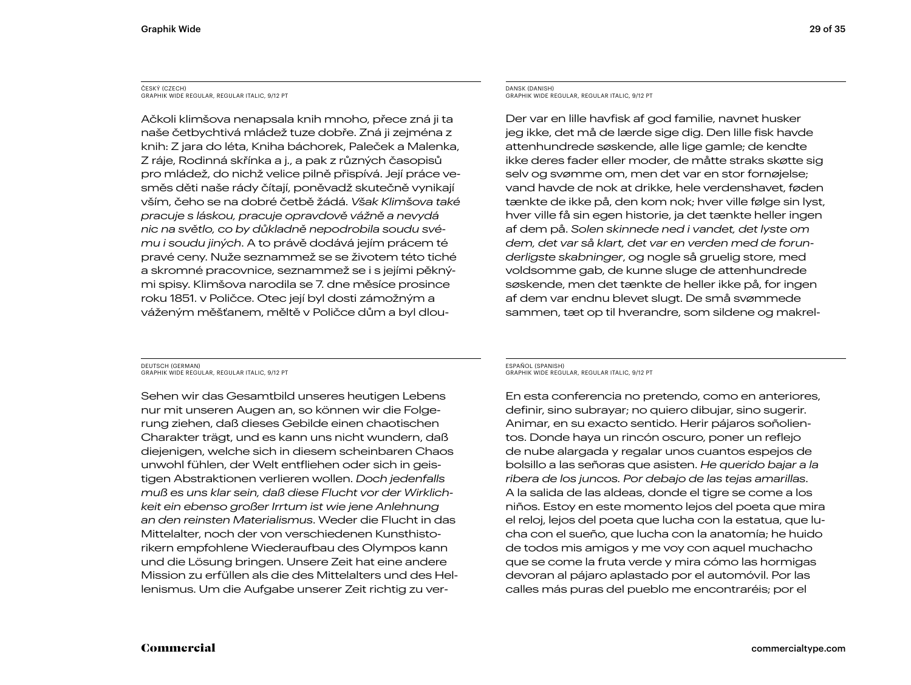ČESKÝ (CZECH)
GRAPHIK WIDE REGULAR, REGULAR ITALIC, 9/12 PT

Ačkoli klimšova nenapsala knih mnoho, přece zná ji ta naše četbychtivá mládež tuze dobře. Zná ji zejména z knih: Z jara do léta, Kniha báchorek, Paleček a Malenka, Z ráje, Rodinná skřínka a j., a pak z různých časopisů pro mládež, do nichž velice pilně přispívá. Její práce vesměs děti naše rády čítají, poněvadž skutečně vynikají vším, čeho se na dobré četbě žádá. *Však Klimšova také pracuje s láskou, pracuje opravdově vážně a nevydá nic na světlo, co by důkladně nepodrobila soudu svému i soudu jiných*. A to právě dodává jejím prácem té pravé ceny. Nuže seznammež se se životem této tiché a skromné pracovnice, seznammež se i s jejími pěknými spisy. Klimšova narodila se 7. dne měsíce prosince roku 1851. v Poličce. Otec její byl dosti zámožným a váženým měšťanem, měltě v Poličce dům a byl dlou-

DANSK (DANISH)
GRAPHIK WIDE REGULAR, REGULAR ITALIC, 9/12 PT

Der var en lille havfisk af god familie, navnet husker jeg ikke, det må de lærde sige dig. Den lille fisk havde attenhundrede søskende, alle lige gamle; de kendte ikke deres fader eller moder, de måtte straks skøtte sig selv og svømme om, men det var en stor fornøjelse; vand havde de nok at drikke, hele verdenshavet, føden tænkte de ikke på, den kom nok; hver ville følge sin lyst, hver ville få sin egen historie, ja det tænkte heller ingen af dem på. *Solen skinnede ned i vandet, det lyste om dem, det var så klart, det var en verden med de forunderligste skabninger*, og nogle så gruelig store, med voldsomme gab, de kunne sluge de attenhundrede søskende, men det tænkte de heller ikke på, for ingen af dem var endnu blevet slugt. De små svømmede sammen, tæt op til hverandre, som sildene og makrel-

DEUTSCH (GERMAN)
GRAPHIK WIDE REGULAR, REGULAR ITALIC, 9/12 PT

Sehen wir das Gesamtbild unseres heutigen Lebens nur mit unseren Augen an, so können wir die Folgerung ziehen, daß dieses Gebilde einen chaotischen Charakter trägt, und es kann uns nicht wundern, daß diejenigen, welche sich in diesem scheinbaren Chaos unwohl fühlen, der Welt entfliehen oder sich in geistigen Abstraktionen verlieren wollen. *Doch jedenfalls muß es uns klar sein, daß diese Flucht vor der Wirklichkeit ein ebenso großer Irrtum ist wie jene Anlehnung an den reinsten Materialismus*. Weder die Flucht in das Mittelalter, noch der von verschiedenen Kunsthistorikern empfohlene Wiederaufbau des Olympos kann und die Lösung bringen. Unsere Zeit hat eine andere Mission zu erfüllen als die des Mittelalters und des Hellenismus. Um die Aufgabe unserer Zeit richtig zu ver-

ESPAÑOL (SPANISH)
GRAPHIK WIDE REGULAR, REGULAR ITALIC, 9/12 PT

En esta conferencia no pretendo, como en anteriores, definir, sino subrayar; no quiero dibujar, sino sugerir. Animar, en su exacto sentido. Herir pájaros soñolientos. Donde haya un rincón oscuro, poner un reflejo de nube alargada y regalar unos cuantos espejos de bolsillo a las señoras que asisten. *He querido bajar a la ribera de los juncos. Por debajo de las tejas amarillas*. A la salida de las aldeas, donde el tigre se come a los niños. Estoy en este momento lejos del poeta que mira el reloj, lejos del poeta que lucha con la estatua, que lucha con el sueño, que lucha con la anatomía; he huido de todos mis amigos y me voy con aquel muchacho que se come la fruta verde y mira cómo las hormigas devoran al pájaro aplastado por el automóvil. Por las calles más puras del pueblo me encontraréis; por el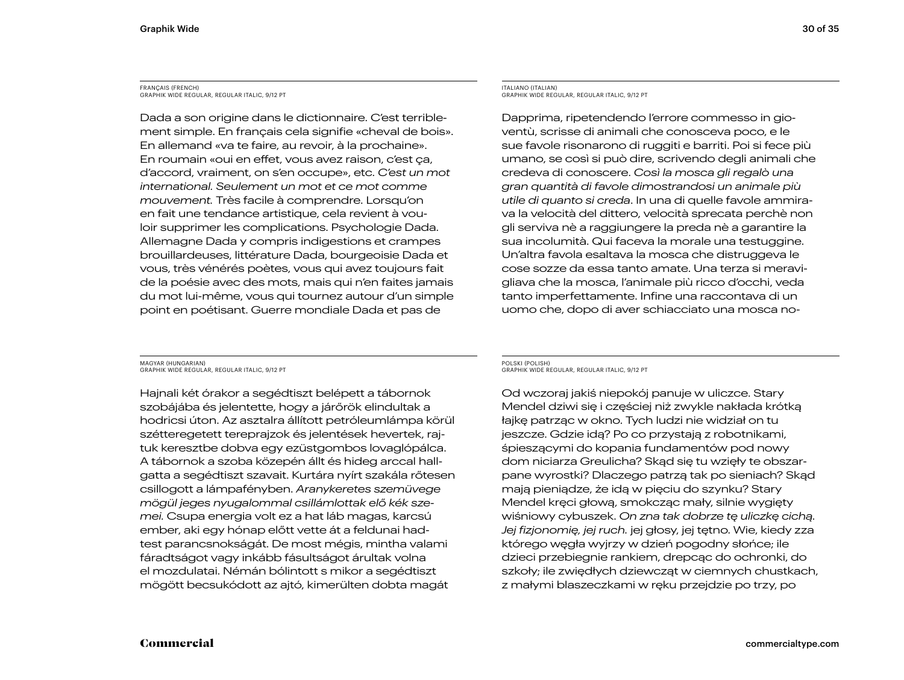FRANÇAIS (FRENCH)
GRAPHIK WIDE REGULAR, REGULAR ITALIC, 9/12 PT

Dada a son origine dans le dictionnaire. C’est terrible­ment simple. En français cela signifie «cheval de bois». En allemand «va te faire, au revoir, à la prochaine». En roumain «oui en effet, vous avez raison, c’est ça, d’accord, vraiment, on s’en occupe», etc. *C’est un mot international. Seulement un mot et ce mot comme mouvement.* Très facile à comprendre. Lorsqu’on en fait une tendance artistique, cela revient à vou­loir supprimer les complications. Psychologie Dada. Allemagne Dada y compris indigestions et crampes brouillardeuses, littérature Dada, bourgeoisie Dada et vous, très vénérés poètes, vous qui avez toujours fait de la poésie avec des mots, mais qui n’en faites jamais du mot lui-même, vous qui tournez autour d’un simple point en poétisant. Guerre mondiale Dada et pas de

ITALIANO (ITALIAN)
GRAPHIK WIDE REGULAR, REGULAR ITALIC, 9/12 PT

Dapprima, ripetendendo l’errore commesso in gio­ventù, scrisse di animali che conosceva poco, e le sue favole risonarono di ruggiti e barriti. Poi si fece più umano, se così si può dire, scrivendo degli animali che credeva di conoscere. *Così la mosca gli regalò una gran quantità di favole dimostrandosi un animale più utile di quanto si creda*. In una di quelle favole ammira­va la velocità del dittero, velocità sprecata perchè non gli serviva nè a raggiungere la preda nè a garantire la sua incolumità. Qui faceva la morale una testuggine. Un’altra favola esaltava la mosca che distruggeva le cose sozze da essa tanto amate. Una terza si meravi­gliava che la mosca, l’animale più ricco d’occhi, veda tanto imperfettamente. Infine una raccontava di un uomo che, dopo di aver schiacciato una mosca no-

MAGYAR (HUNGARIAN)
GRAPHIK WIDE REGULAR, REGULAR ITALIC, 9/12 PT

Hajnali két órakor a segédtiszt belépett a tábornok szobájába és jelentette, hogy a járőrök elindultak a hodricsi úton. Az asztalra állított petróleumlámpa körül szétteregetett tereprajzok és jelentések hevertek, raj­tuk keresztbe dobva egy ezüstgombos lovaglópálca. A tábornok a szoba közepén állt és hideg arccal hall­gatta a segédtiszt szavait. Kurtára nyírt szakála rőtesen csillogott a lámpafényben. *Aranykeretes szemüvege mögül jeges nyugalommal csillámlottak elő kék sze­mei.* Csupa energia volt ez a hat láb magas, karcsú ember, aki egy hónap előtt vette át a feldunai had­test parancsnokságát. De most mégis, mintha valami fáradtságot vagy inkább fásultságot árultak volna el mozdulatai. Némán bólintott s mikor a segédtiszt mögött becsukódott az ajtó, kimerülten dobta magát

POLSKI (POLISH)
GRAPHIK WIDE REGULAR, REGULAR ITALIC, 9/12 PT

Od wczoraj jakiś niepokój panuje w uliczce. Stary Mendel dziwi się i częściej niż zwykle nakłada krótką łajkę patrząc w okno. Tych ludzi nie widział on tu jeszcze. Gdzie idą? Po co przystają z robotnikami, śpieszącymi do kopania fundamentów pod nowy dom niciarza Greulicha? Skąd się tu wzięły te obszar­pane wyrostki? Dlaczego patrzą tak po sieniach? Skąd mają pieniądze, że idą w pięciu do szynku? Stary Mendel kręci głową, smokcząc mały, silnie wygięty wiśniowy cybuszek. *On zna tak dobrze tę uliczkę cichą. Jej fizjonomię, jej ruch.* jej głosy, jej tętno. Wie, kiedy zza którego węgła wyjrzy w dzień pogodny słońce; ile dzieci przebiegnie rankiem, drepcąc do ochronki, do szkoły; ile zwiędłych dziewcząt w ciemnych chustkach, z małymi blaszeczkami w ręku przejdzie po trzy, po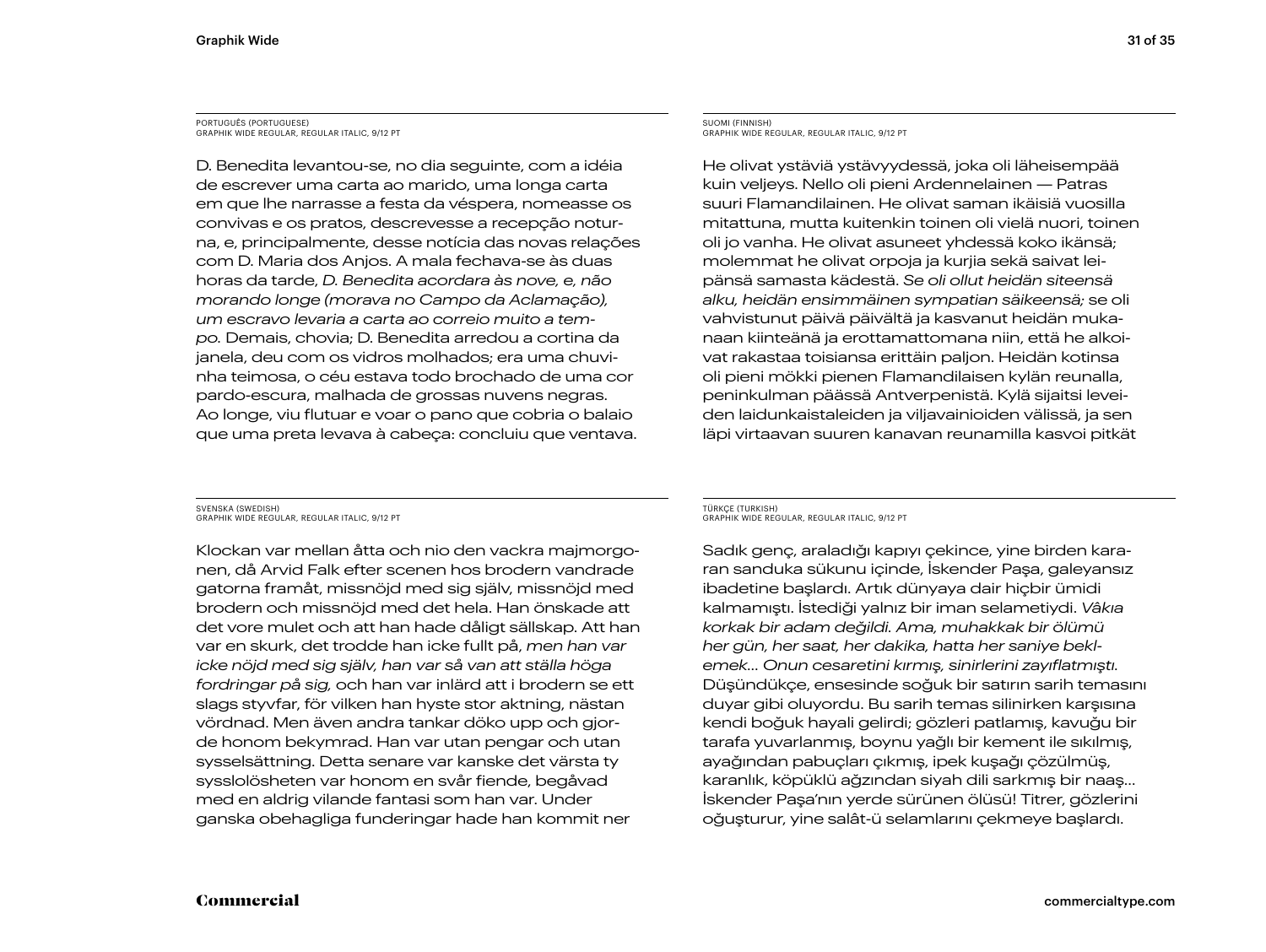PORTUGUÊS (PORTUGUESE)
GRAPHIK WIDE REGULAR, REGULAR ITALIC, 9/12 PT

D. Benedita levantou-se, no dia seguinte, com a idéia de escrever uma carta ao marido, uma longa carta em que lhe narrasse a festa da véspera, nomeasse os convivas e os pratos, descrevesse a recepção noturna, e, principalmente, desse notícia das novas relações com D. Maria dos Anjos. A mala fechava-se às duas horas da tarde, *D. Benedita acordara às nove, e, não morando longe (morava no Campo da Aclamação), um escravo levaria a carta ao correio muito a tempo.* Demais, chovia; D. Benedita arredou a cortina da janela, deu com os vidros molhados; era uma chuvinha teimosa, o céu estava todo brochado de uma cor pardo-escura, malhada de grossas nuvens negras. Ao longe, viu flutuar e voar o pano que cobria o balaio que uma preta levava à cabeça: concluiu que ventava.

SUOMI (FINNISH)
GRAPHIK WIDE REGULAR, REGULAR ITALIC, 9/12 PT

He olivat ystäviä ystävyydessä, joka oli läheisempää kuin veljeys. Nello oli pieni Ardennelainen — Patras suuri Flamandilainen. He olivat saman ikäisiä vuosilla mitattuna, mutta kuitenkin toinen oli vielä nuori, toinen oli jo vanha. He olivat asuneet yhdessä koko ikänsä; molemmat he olivat orpoja ja kurjia sekä saivat leipänsä samasta kädestä. *Se oli ollut heidän siteensä alku, heidän ensimmäinen sympatian säikeensä;* se oli vahvistunut päivä päivältä ja kasvanut heidän mukanaan kiinteänä ja erottamattomana niin, että he alkoivat rakastaa toisiansa erittäin paljon. Heidän kotinsa oli pieni mökki pienen Flamandilaisen kylän reunalla, peninkulman päässä Antverpenistä. Kylä sijaitsi leveiden laidunkaistaleiden ja viljavainioiden välissä, ja sen läpi virtaavan suuren kanavan reunamilla kasvoi pitkät

SVENSKA (SWEDISH)
GRAPHIK WIDE REGULAR, REGULAR ITALIC, 9/12 PT

Klockan var mellan åtta och nio den vackra majmorgonen, då Arvid Falk efter scenen hos brodern vandrade gatorna framåt, missnöjd med sig själv, missnöjd med brodern och missnöjd med det hela. Han önskade att det vore mulet och att han hade dåligt sällskap. Att han var en skurk, det trodde han icke fullt på, *men han var icke nöjd med sig själv, han var så van att ställa höga fordringar på sig,* och han var inlärd att i brodern se ett slags styvfar, för vilken han hyste stor aktning, nästan vördnad. Men även andra tankar döko upp och gjorde honom bekymrad. Han var utan pengar och utan sysselsättning. Detta senare var kanske det värsta ty sysslolösheten var honom en svår fiende, begåvad med en aldrig vilande fantasi som han var. Under ganska obehagliga funderingar hade han kommit ner

TÜRKÇE (TURKISH)
GRAPHIK WIDE REGULAR, REGULAR ITALIC, 9/12 PT

Sadık genç, araladığı kapıyı çekince, yine birden kararan sanduka sükunu içinde, İskender Paşa, galeyansız ibadetine başlardı. Artık dünyaya dair hiçbir ümidi kalmamıştı. İstediği yalnız bir iman selametiydi. *Vâkıa korkak bir adam değildi. Ama, muhakkak bir ölümü her gün, her saat, her dakika, hatta her saniye beklemek… Onun cesaretini kırmış, sinirlerini zayıflatmıştı.* Düşündükçe, ensesinde soğuk bir satırın sarih temasını duyar gibi oluyordu. Bu sarih temas silinirken karşısına kendi boğuk hayali gelirdi; gözleri patlamış, kavuğu bir tarafa yuvarlanmış, boynu yağlı bir kement ile sıkılmış, ayağından pabuçları çıkmış, ipek kuşağı çözülmüş, karanlık, köpüklü ağzından siyah dili sarkmış bir naaş… İskender Paşa'nın yerde sürünen ölüsü! Titrer, gözlerini oğuşturur, yine salât-ü selamlarını çekmeye başlardı.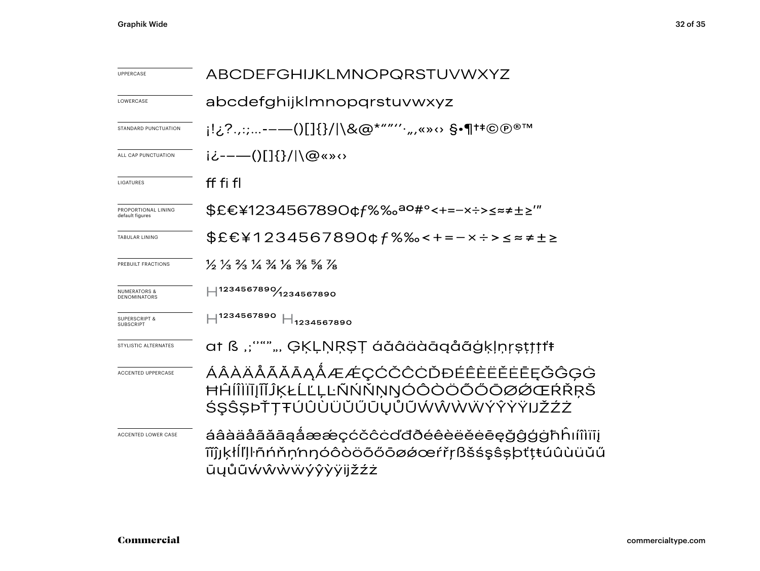| | |
|---|---|
| UPPERCASE | ABCDEFGHIJKLMNOPQRSTUVWXYZ |
| LOWERCASE | abcdefghijklmnopqrstuvwxyz |
| STANDARD PUNCTUATION | ¡!¿?.,:;...-–—()[]{}/|\&@*""''·„‚«»‹› §•¶†‡©℗®™ |
| ALL CAP PUNCTUATION | ¡¿-–—()[]{}/|\@«»‹› |
| LIGATURES | ff fi fl |
| PROPORTIONAL LINING default figures | $£€¥1234567890¢ƒ%‰ªº#°<+=−×÷>≤≈≠±≥'" |
| TABULAR LINING | $£€¥1234567890¢ƒ%‰<+=−×÷>≤≈≠±≥ |
| PREBUILT FRACTIONS | ½ ⅓ ⅔ ¼ ¾ ⅛ ⅜ ⅝ ⅞ |
| NUMERATORS & DENOMINATORS | $H^{1234567890}/_{1234567890}$ |
| SUPERSCRIPT & SUBSCRIPT | $H^{1234567890}$ $H_{1234567890}$ |
| STYLISTIC ALTERNATES | at ß ,;''""„‚ ĢĶĻŅŖŞŢ áăâäàāąåãģķļņŗşţţťŧ |
| ACCENTED UPPERCASE | ÁÂÀÄÅÃĂĀĄǺÆǼÇĆČĈĊĎĐÉÊÈËĔĖĒĘĞĜĢĠĦĤÍÎÌÏĪĮĨĬĴĶŁĹĽĻĿÑŃŇŅŊÓÔÒÖÕŐŌØǾŒŔŘŖŠŚŞŜȘÞŤŢŦÚÛÙÜŬŰŪŲŮŨẂŴẀẄÝŶỲŸĲŽŹŻ |
| ACCENTED LOWER CASE | áâàäåãăāąǻæǽçćčĉċďđðéêèëĕėēęğĝģġħĥıíîìïīįĩĭĵķłĺľļŀñńňņŉŋóôòöõőōøǿœŕřŗßšśşŝșþťţŧúûùüŭűūųůũẃŵẁẅýŷỳÿĳžźż |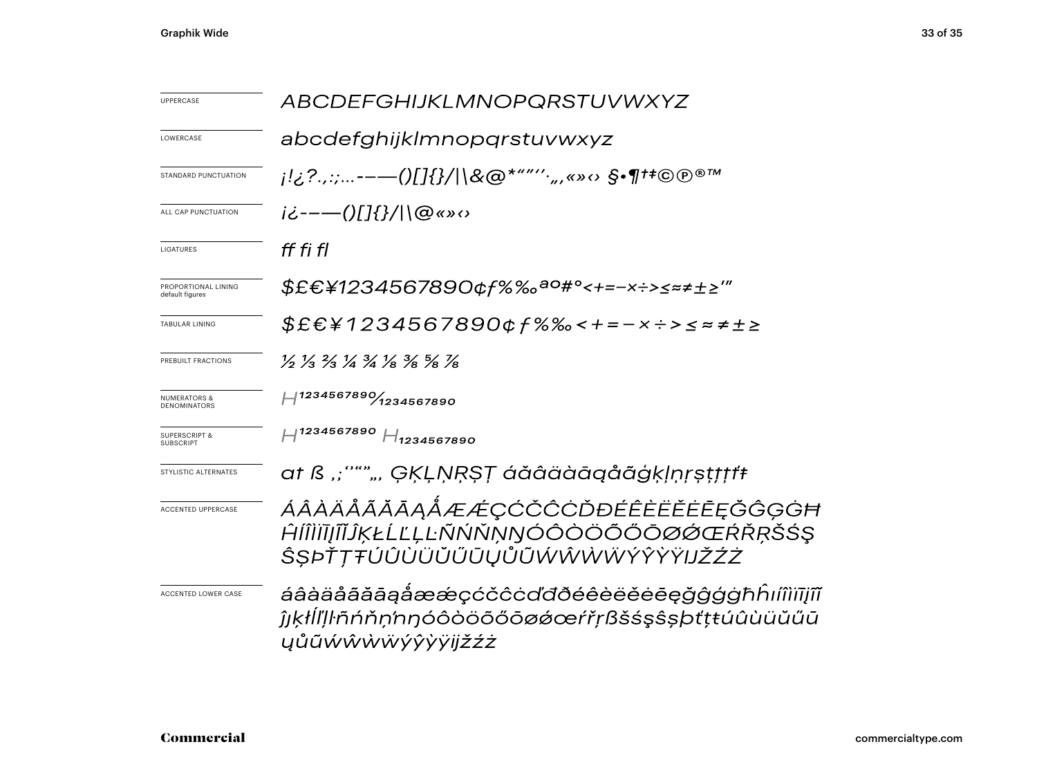| | |
|---|---|
| UPPERCASE | *ABCDEFGHIJKLMNOPQRSTUVWXYZ* |
| LOWERCASE | *abcdefghijklmnopqrstuvwxyz* |
| STANDARD PUNCTUATION | *¡!¿?.,:;...-–—()[]{}/\|\&@*"""''·„‚«»‹› §•¶†‡©℗®™* |
| ALL CAP PUNCTUATION | *¡¿-–—()[]{}/\|\@«»‹›* |
| LIGATURES | *ff fi fl* |
| PROPORTIONAL LINING default figures | *$£€¥1234567890¢ƒ%‰ªº#°<+=−×÷>≤≈≠±≥'"* |
| TABULAR LINING | *$£€¥1234567890¢ƒ%‰<+=−×÷>≤≈≠±≥* |
| PREBUILT FRACTIONS | *½ ⅓ ⅔ ¼ ¾ ⅛ ⅜ ⅝ ⅞* |
| NUMERATORS & DENOMINATORS | *H1234567890⁄1234567890* |
| SUPERSCRIPT & SUBSCRIPT | *H1234567890 H1234567890* |
| STYLISTIC ALTERNATES | *at ß ,;'"""„‚ ĢĶĻŅŖȘȚ áăâäàāąåãģķļņŗșţțťŧ* |
| ACCENTED UPPERCASE | *ÁÂÀÄÅÃĂĀĄǺÆǼÇĆČĈĊĎĐÉÊÈËĚĖĒĘĞĜĢĠĦĤÍÎÌÏĪĮĨĴĶŁĹĽĻĿÑŃŇŅŊÓÔÒÖÕŐŌØǾŒŔŘŖŠŚŞŜȘÞŤŢŦÚÛÙÜŬŰŪŲŮŨẂŴẀẄÝŶỲŸĲŽŹŻ* |
| ACCENTED LOWER CASE | *áâàäåãăāąǻæǽçćčĉċďđðéêèëěėēęğĝģġħĥıíîìïīįĩĵȷķłĺľļŀñńňņŉŋóôòöõőōøǿœŕřŗßšśşŝșþťţŧúûùüŭűūųůũẃŵẁẅýŷỳÿĳžźż* |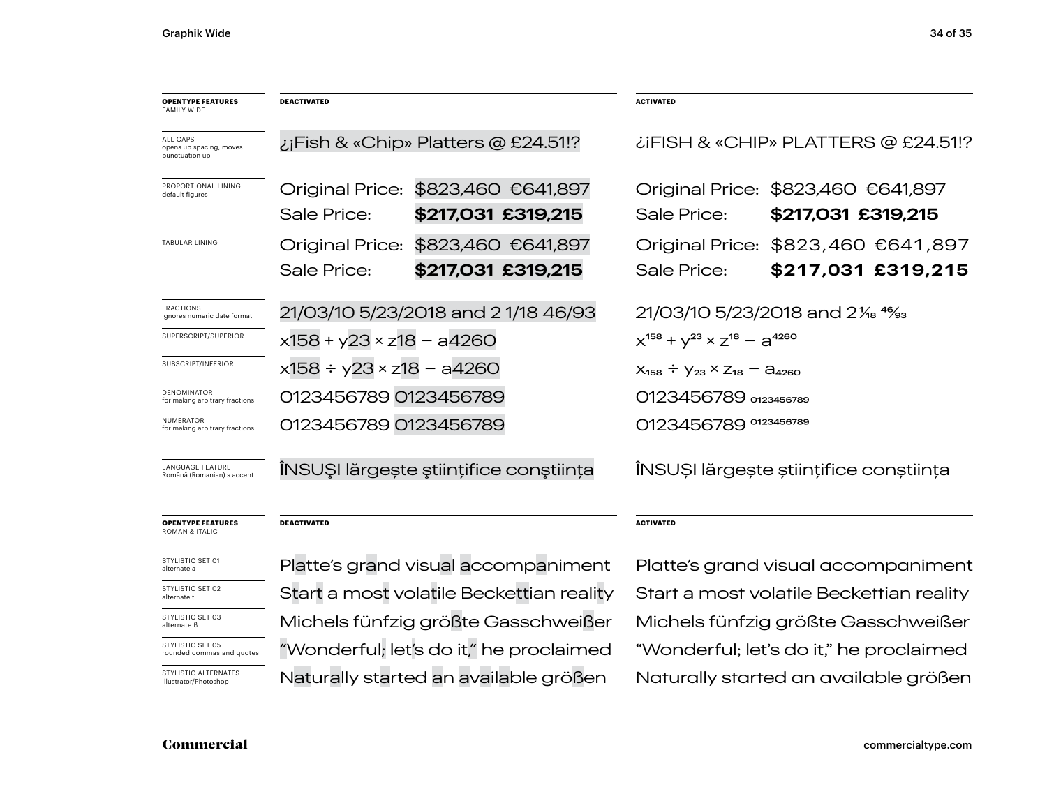| OPENTYPE FEATURES FAMILY WIDE | DEACTIVATED | ACTIVATED |
|---|---|---|
| ALL CAPS opens up spacing, moves punctuation up | ¿¡Fish & «Chip» Platters @ £24.51!? | ¿¡FISH & «CHIP» PLATTERS @ £24.51!? |
| PROPORTIONAL LINING default figures | Original Price: $823,460 €641,897<br>Sale Price: **$217,031 £319,215** | Original Price: $823,460 €641,897<br>Sale Price: **$217,031 £319,215** |
| TABULAR LINING | Original Price: $823,460 €641,897<br>Sale Price: **$217,031 £319,215** | Original Price: $823,460 €641,897<br>Sale Price: **$217,031 £319,215** |
| FRACTIONS ignores numeric date format | 21/03/10 5/23/2018 and 2 1/18 46/93 | 21/03/10 5/23/2018 and 2 1/18 46/93 |
| SUPERSCRIPT/SUPERIOR | x158 + y23 × z18 − a4260 | $x^{158} + y^{23} \times z^{18} - a^{4260}$ |
| SUBSCRIPT/INFERIOR | x158 ÷ y23 × z18 − a4260 | $x_{158} \div y_{23} \times z_{18} - a_{4260}$ |
| DENOMINATOR for making arbitrary fractions | 0123456789 0123456789 | 0123456789 $_{0123456789}$ |
| NUMERATOR for making arbitrary fractions | 0123456789 0123456789 | 0123456789 $^{0123456789}$ |
| LANGUAGE FEATURE Română (Romanian) s accent | ÎNSUŞI lărgeşte ştiinţifice conştiinţa | ÎNSUȘI lărgește științifice conștiința |

| OPENTYPE FEATURES ROMAN & ITALIC | DEACTIVATED | ACTIVATED |
|---|---|---|
| STYLISTIC SET 01 alternate a | Platte's grand visual accompaniment | Platte's grand visual accompaniment |
| STYLISTIC SET 02 alternate t | Start a most volatile Beckettian reality | Start a most volatile Beckettian reality |
| STYLISTIC SET 03 alternate ß | Michels fünfzig größte Gasschweißer | Michels fünfzig größte Gasschweißer |
| STYLISTIC SET 05 rounded commas and quotes | "Wonderful; let's do it," he proclaimed | "Wonderful; let's do it," he proclaimed |
| STYLISTIC ALTERNATES Illustrator/Photoshop | Naturally started an available größen | Naturally started an available größen |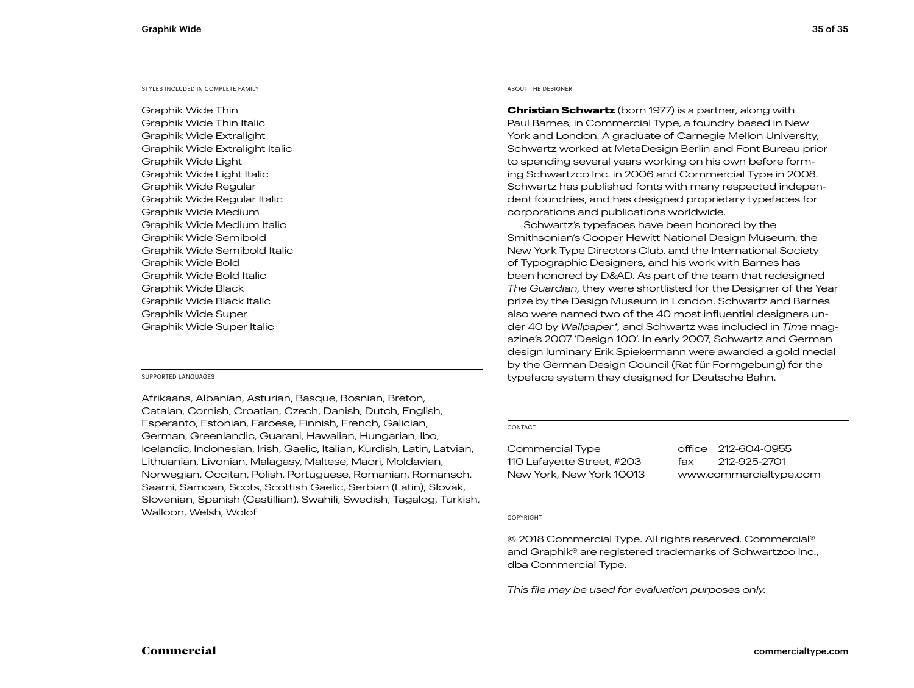STYLES INCLUDED IN COMPLETE FAMILY

Graphik Wide Thin
Graphik Wide Thin Italic
Graphik Wide Extralight
Graphik Wide Extralight Italic
Graphik Wide Light
Graphik Wide Light Italic
Graphik Wide Regular
Graphik Wide Regular Italic
Graphik Wide Medium
Graphik Wide Medium Italic
Graphik Wide Semibold
Graphik Wide Semibold Italic
Graphik Wide Bold
Graphik Wide Bold Italic
Graphik Wide Black
Graphik Wide Black Italic
Graphik Wide Super
Graphik Wide Super Italic

SUPPORTED LANGUAGES

Afrikaans, Albanian, Asturian, Basque, Bosnian, Breton, Catalan, Cornish, Croatian, Czech, Danish, Dutch, English, Esperanto, Estonian, Faroese, Finnish, French, Galician, German, Greenlandic, Guarani, Hawaiian, Hungarian, Ibo, Icelandic, Indonesian, Irish, Gaelic, Italian, Kurdish, Latin, Latvian, Lithuanian, Livonian, Malagasy, Maltese, Maori, Moldavian, Norwegian, Occitan, Polish, Portuguese, Romanian, Romansch, Saami, Samoan, Scots, Scottish Gaelic, Serbian (Latin), Slovak, Slovenian, Spanish (Castillian), Swahili, Swedish, Tagalog, Turkish, Walloon, Welsh, Wolof

ABOUT THE DESIGNER

**Christian Schwartz** (born 1977) is a partner, along with Paul Barnes, in Commercial Type, a foundry based in New York and London. A graduate of Carnegie Mellon University, Schwartz worked at MetaDesign Berlin and Font Bureau prior to spending several years working on his own before forming Schwartzco Inc. in 2006 and Commercial Type in 2008. Schwartz has published fonts with many respected independent foundries, and has designed proprietary typefaces for corporations and publications worldwide.

Schwartz's typefaces have been honored by the Smithsonian's Cooper Hewitt National Design Museum, the New York Type Directors Club, and the International Society of Typographic Designers, and his work with Barnes has been honored by D&AD. As part of the team that redesigned *The Guardian,* they were shortlisted for the Designer of the Year prize by the Design Museum in London. Schwartz and Barnes also were named two of the 40 most influential designers under 40 by *Wallpaper*,* and Schwartz was included in *Time* magazine's 2007 'Design 100'. In early 2007, Schwartz and German design luminary Erik Spiekermann were awarded a gold medal by the German Design Council (Rat für Formgebung) for the typeface system they designed for Deutsche Bahn.

CONTACT

Commercial Type
110 Lafayette Street, #203
New York, New York 10013

office 212-604-0955
fax 212-925-2701
www.commercialtype.com

COPYRIGHT

© 2018 Commercial Type. All rights reserved. Commercial® and Graphik® are registered trademarks of Schwartzco Inc., dba Commercial Type.

*This file may be used for evaluation purposes only.*